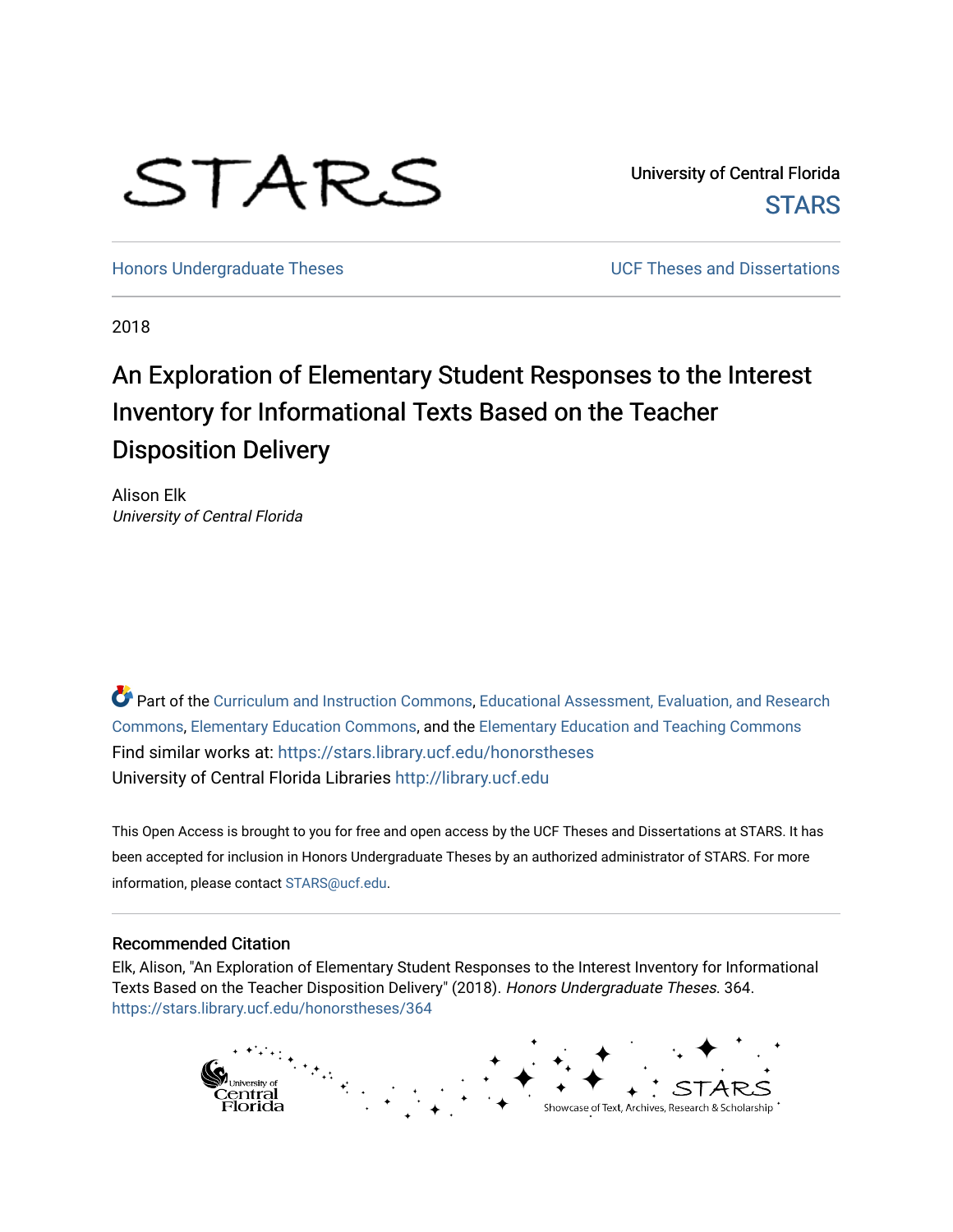University of Central Florida

STARS

Honors Undergraduate Theses

UCF Theses and Dissertations

2018

# An Exploration of Elementary Student Responses to the Interest Inventory for Informational Texts Based on the Teacher Disposition Delivery

Alison Elk

*University of Central Florida*

Part of the Curriculum and Instruction Commons, Educational Assessment, Evaluation, and Research Commons, Elementary Education Commons, and the Elementary Education and Teaching Commons

Find similar works at: https://stars.library.ucf.edu/honorstheses

University of Central Florida Libraries http://library.ucf.edu

This Open Access is brought to you for free and open access by the UCF Theses and Dissertations at STARS. It has been accepted for inclusion in Honors Undergraduate Theses by an authorized administrator of STARS. For more information, please contact STARS@ucf.edu.

## Recommended Citation

Elk, Alison, "An Exploration of Elementary Student Responses to the Interest Inventory for Informational Texts Based on the Teacher Disposition Delivery" (2018). *Honors Undergraduate Theses*. 364.
https://stars.library.ucf.edu/honorstheses/364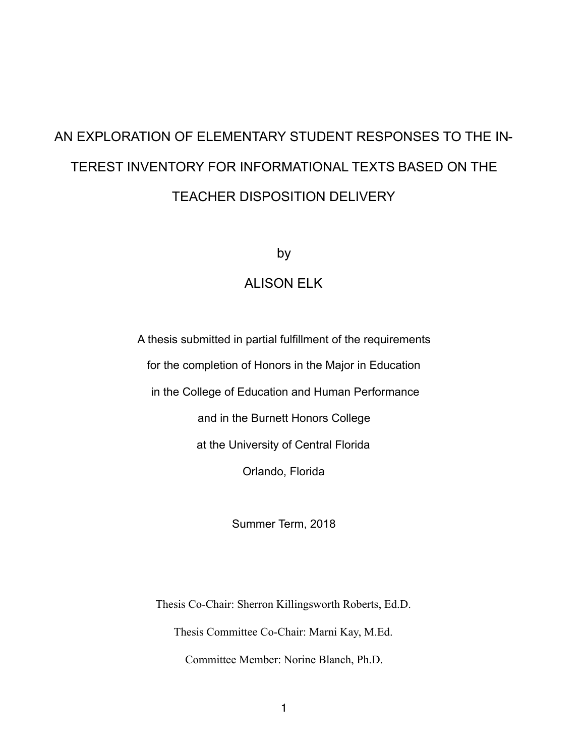# AN EXPLORATION OF ELEMENTARY STUDENT RESPONSES TO THE INTEREST INVENTORY FOR INFORMATIONAL TEXTS BASED ON THE TEACHER DISPOSITION DELIVERY

by

ALISON ELK

A thesis submitted in partial fulfillment of the requirements

for the completion of Honors in the Major in Education

in the College of Education and Human Performance

and in the Burnett Honors College

at the University of Central Florida

Orlando, Florida

Summer Term, 2018

Thesis Co-Chair: Sherron Killingsworth Roberts, Ed.D.

Thesis Committee Co-Chair: Marni Kay, M.Ed.

Committee Member: Norine Blanch, Ph.D.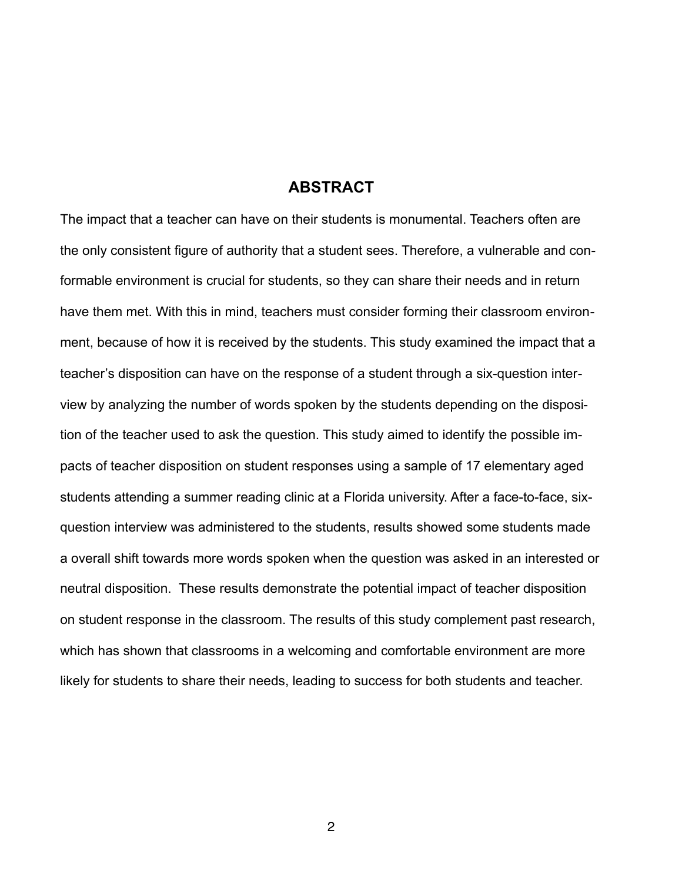## ABSTRACT

The impact that a teacher can have on their students is monumental. Teachers often are the only consistent figure of authority that a student sees. Therefore, a vulnerable and conformable environment is crucial for students, so they can share their needs and in return have them met. With this in mind, teachers must consider forming their classroom environment, because of how it is received by the students. This study examined the impact that a teacher's disposition can have on the response of a student through a six-question interview by analyzing the number of words spoken by the students depending on the disposition of the teacher used to ask the question. This study aimed to identify the possible impacts of teacher disposition on student responses using a sample of 17 elementary aged students attending a summer reading clinic at a Florida university. After a face-to-face, six-question interview was administered to the students, results showed some students made a overall shift towards more words spoken when the question was asked in an interested or neutral disposition. These results demonstrate the potential impact of teacher disposition on student response in the classroom. The results of this study complement past research, which has shown that classrooms in a welcoming and comfortable environment are more likely for students to share their needs, leading to success for both students and teacher.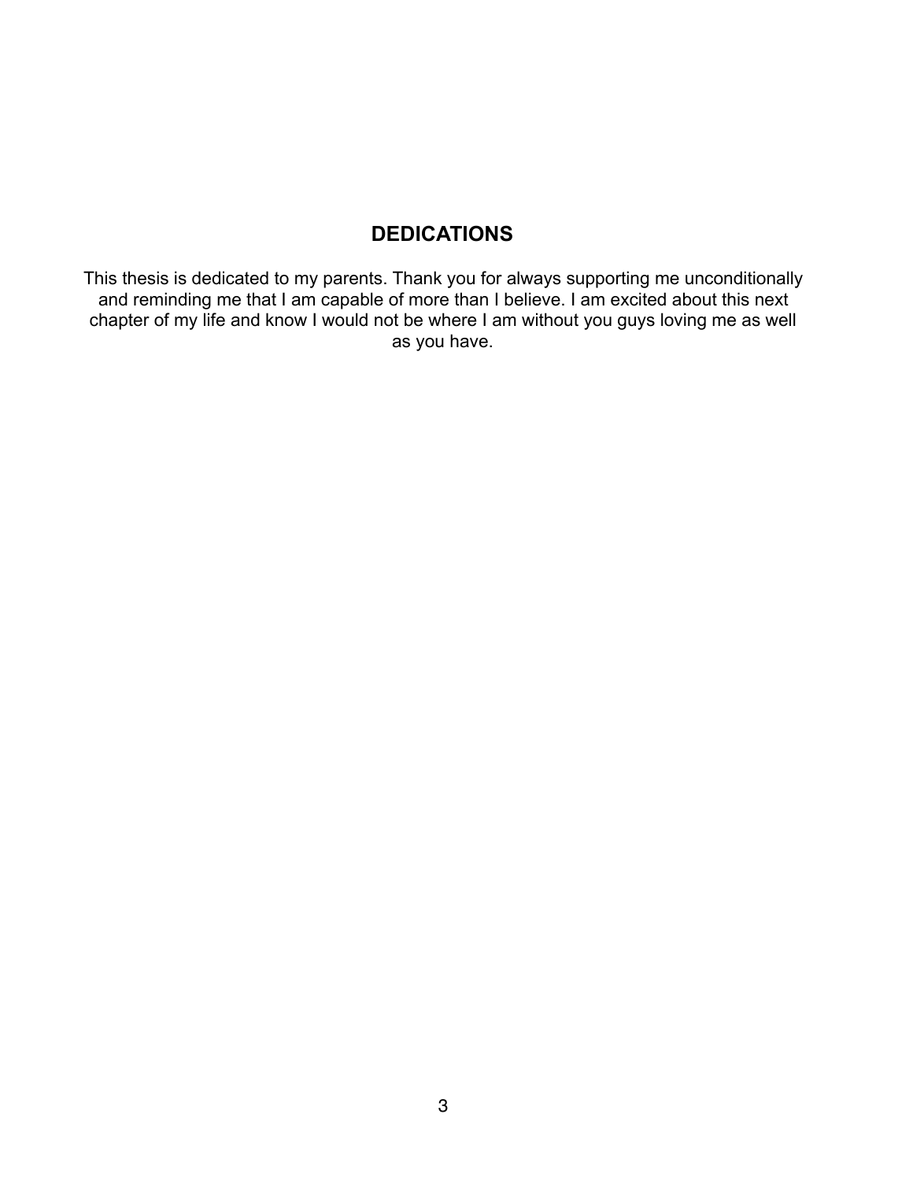## DEDICATIONS

This thesis is dedicated to my parents. Thank you for always supporting me unconditionally and reminding me that I am capable of more than I believe. I am excited about this next chapter of my life and know I would not be where I am without you guys loving me as well as you have.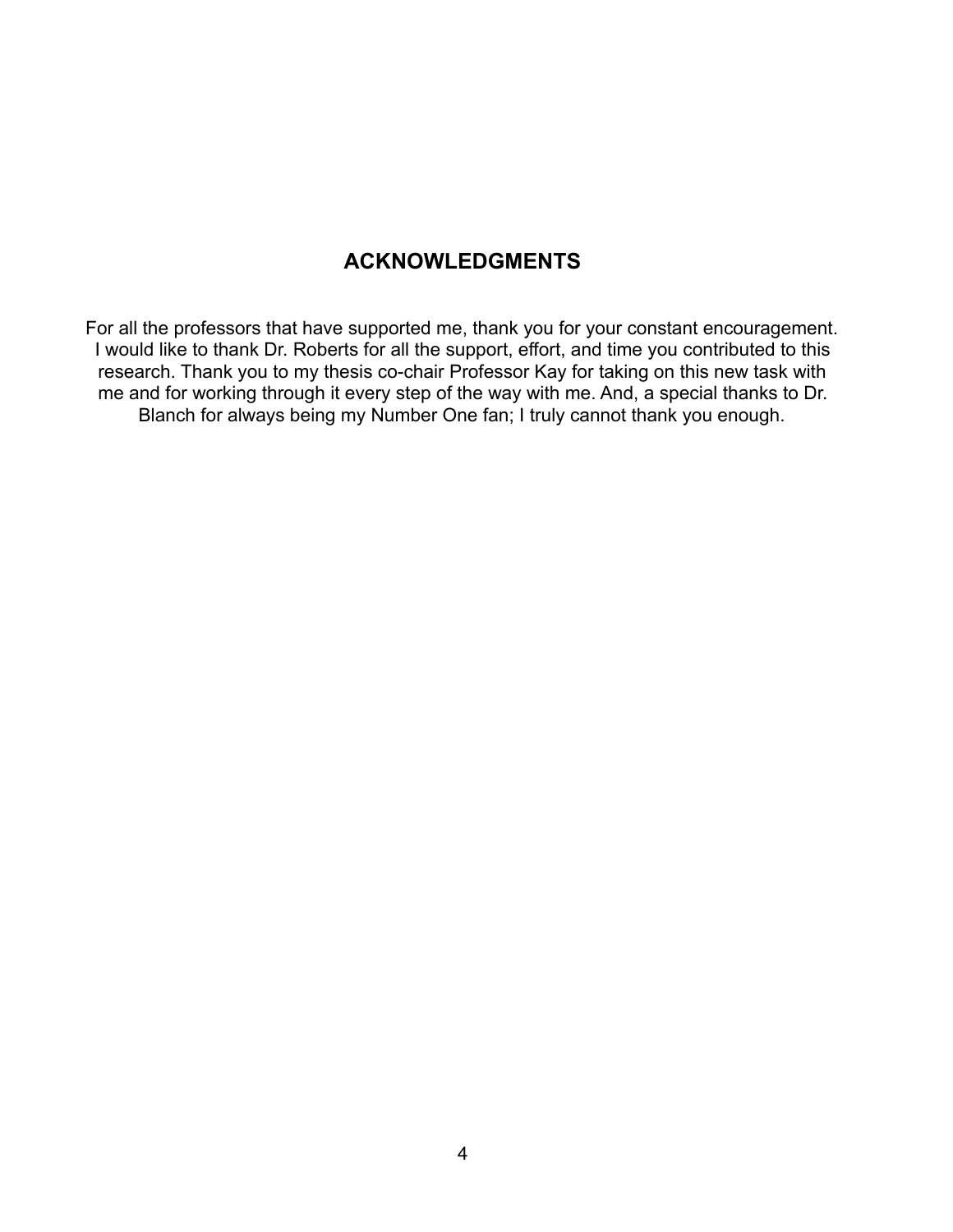# ACKNOWLEDGMENTS

For all the professors that have supported me, thank you for your constant encouragement. I would like to thank Dr. Roberts for all the support, effort, and time you contributed to this research. Thank you to my thesis co-chair Professor Kay for taking on this new task with me and for working through it every step of the way with me. And, a special thanks to Dr. Blanch for always being my Number One fan; I truly cannot thank you enough.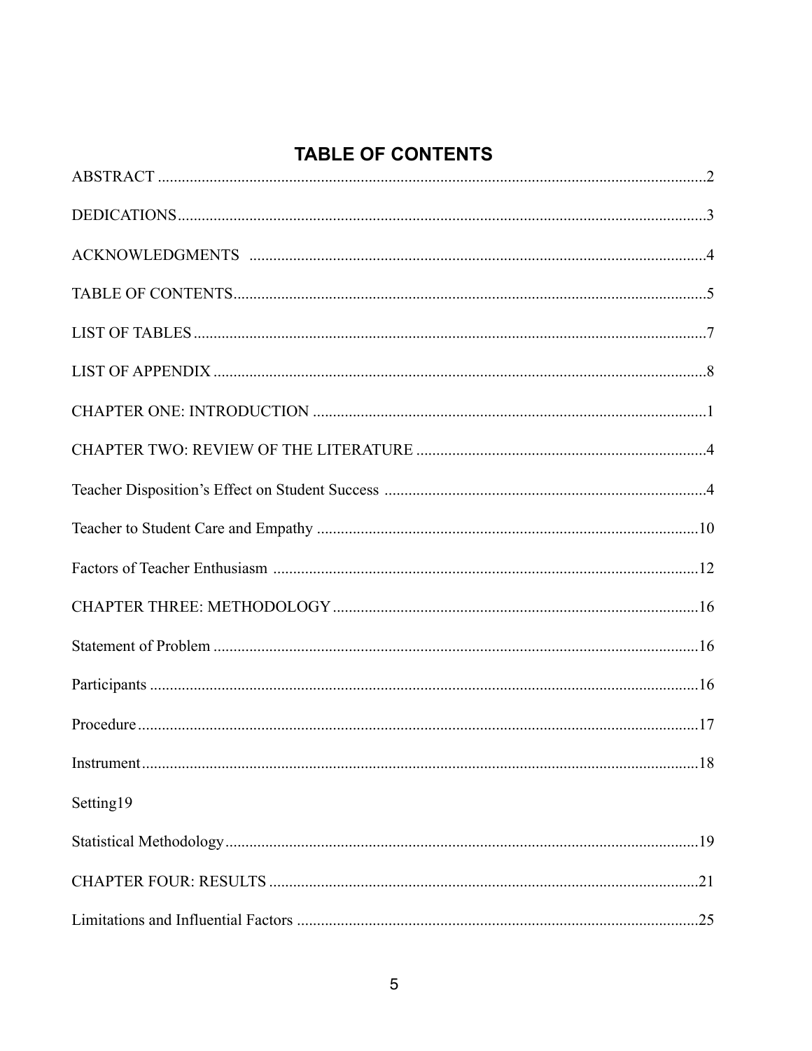## TABLE OF CONTENTS

ABSTRACT ..............................................................................................................................2

DEDICATIONS.........................................................................................................................3

ACKNOWLEDGMENTS .........................................................................................................4

TABLE OF CONTENTS...........................................................................................................5

LIST OF TABLES .....................................................................................................................7

LIST OF APPENDIX ................................................................................................................8

CHAPTER ONE: INTRODUCTION ........................................................................................1

CHAPTER TWO: REVIEW OF THE LITERATURE ..............................................................4

Teacher Disposition's Effect on Student Success ......................................................................4

Teacher to Student Care and Empathy .....................................................................................10

Factors of Teacher Enthusiasm ................................................................................................12

CHAPTER THREE: METHODOLOGY .................................................................................16

Statement of Problem ...............................................................................................................16

Participants ...............................................................................................................................16

Procedure..................................................................................................................................17

Instrument.................................................................................................................................18

Setting19

Statistical Methodology............................................................................................................19

CHAPTER FOUR: RESULTS .................................................................................................21

Limitations and Influential Factors ..........................................................................................25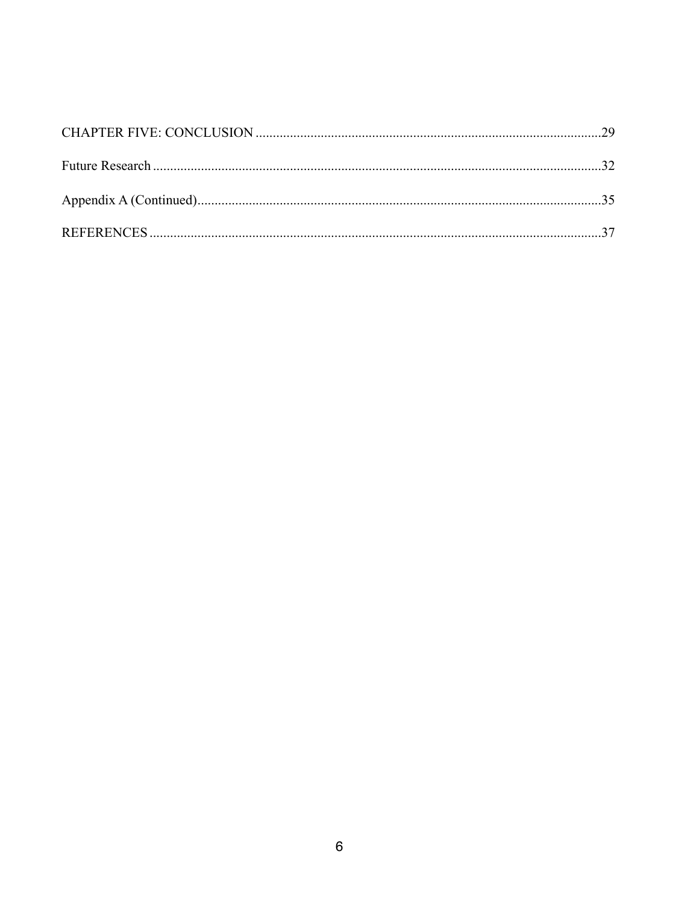CHAPTER FIVE: CONCLUSION ....................................................................................................29

Future Research ..................................................................................................................................32

Appendix A (Continued).....................................................................................................................35

REFERENCES ....................................................................................................................................37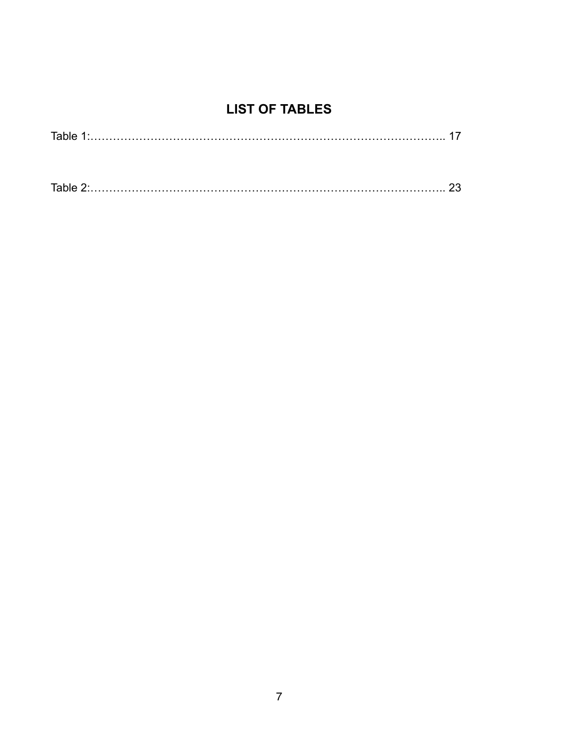# LIST OF TABLES

Table 1:…………………………………………………………………………………….. 17

Table 2:…………………………………………………………………………………….. 23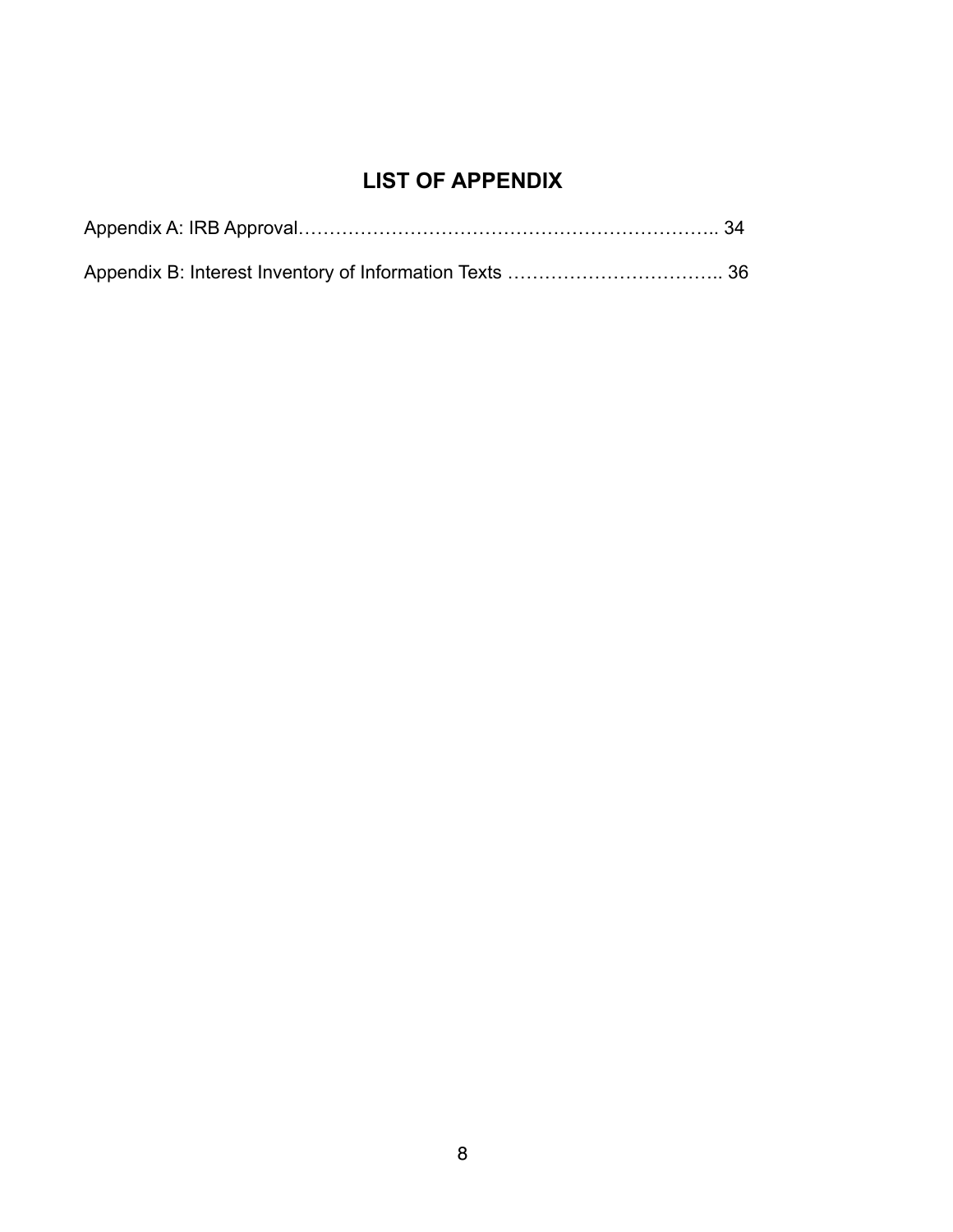# LIST OF APPENDIX

Appendix A: IRB Approval………………………………………………………….. 34

Appendix B: Interest Inventory of Information Texts …………………………….. 36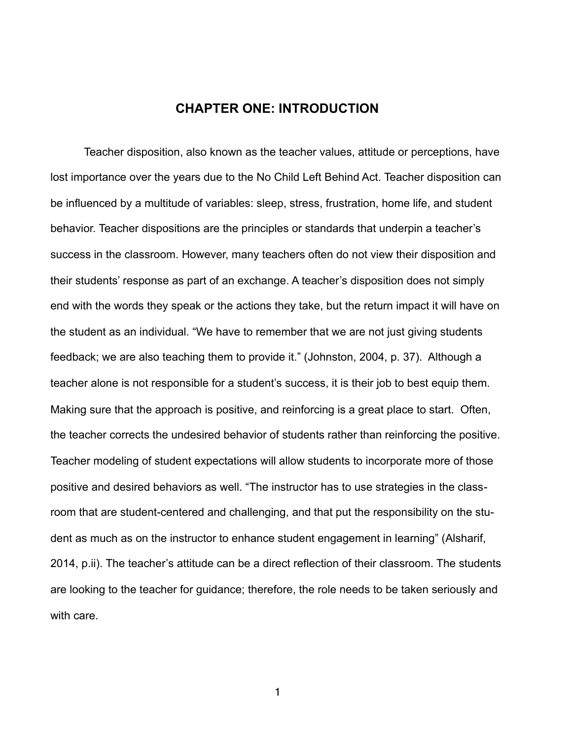# CHAPTER ONE: INTRODUCTION

Teacher disposition, also known as the teacher values, attitude or perceptions, have lost importance over the years due to the No Child Left Behind Act. Teacher disposition can be influenced by a multitude of variables: sleep, stress, frustration, home life, and student behavior. Teacher dispositions are the principles or standards that underpin a teacher's success in the classroom. However, many teachers often do not view their disposition and their students' response as part of an exchange. A teacher's disposition does not simply end with the words they speak or the actions they take, but the return impact it will have on the student as an individual. "We have to remember that we are not just giving students feedback; we are also teaching them to provide it." (Johnston, 2004, p. 37). Although a teacher alone is not responsible for a student's success, it is their job to best equip them. Making sure that the approach is positive, and reinforcing is a great place to start. Often, the teacher corrects the undesired behavior of students rather than reinforcing the positive. Teacher modeling of student expectations will allow students to incorporate more of those positive and desired behaviors as well. "The instructor has to use strategies in the classroom that are student-centered and challenging, and that put the responsibility on the student as much as on the instructor to enhance student engagement in learning" (Alsharif, 2014, p.ii). The teacher's attitude can be a direct reflection of their classroom. The students are looking to the teacher for guidance; therefore, the role needs to be taken seriously and with care.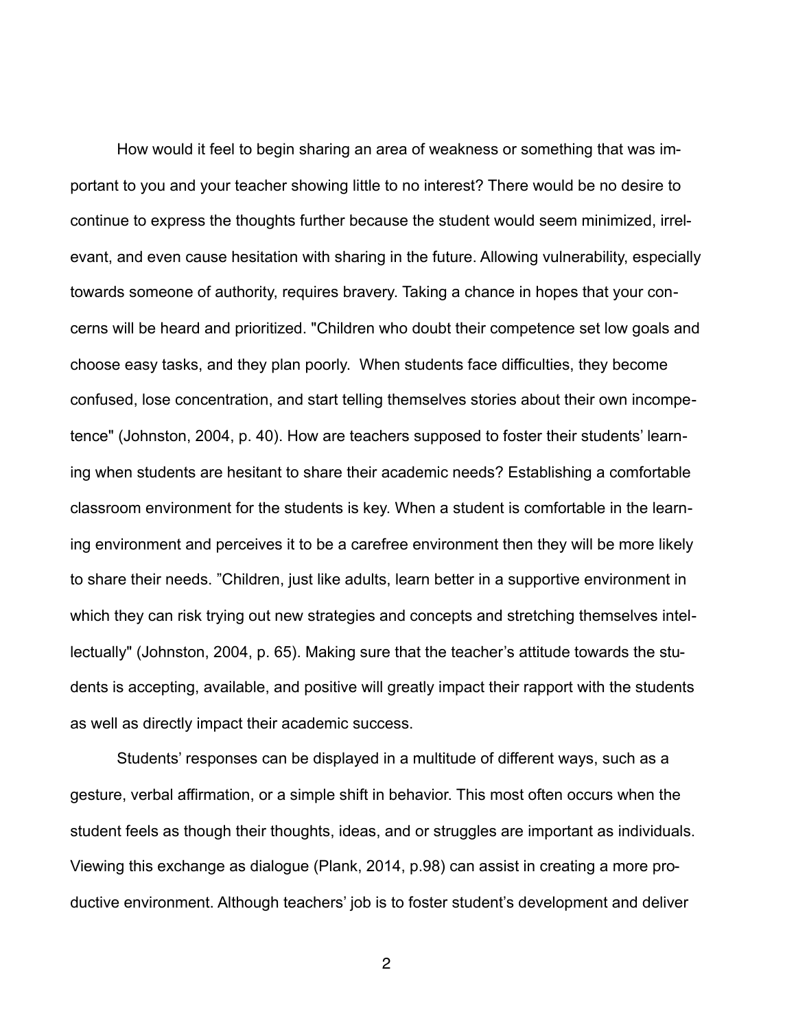How would it feel to begin sharing an area of weakness or something that was important to you and your teacher showing little to no interest? There would be no desire to continue to express the thoughts further because the student would seem minimized, irrelevant, and even cause hesitation with sharing in the future. Allowing vulnerability, especially towards someone of authority, requires bravery. Taking a chance in hopes that your concerns will be heard and prioritized. "Children who doubt their competence set low goals and choose easy tasks, and they plan poorly. When students face difficulties, they become confused, lose concentration, and start telling themselves stories about their own incompetence" (Johnston, 2004, p. 40). How are teachers supposed to foster their students' learning when students are hesitant to share their academic needs? Establishing a comfortable classroom environment for the students is key. When a student is comfortable in the learning environment and perceives it to be a carefree environment then they will be more likely to share their needs. "Children, just like adults, learn better in a supportive environment in which they can risk trying out new strategies and concepts and stretching themselves intellectually" (Johnston, 2004, p. 65). Making sure that the teacher's attitude towards the students is accepting, available, and positive will greatly impact their rapport with the students as well as directly impact their academic success.

Students' responses can be displayed in a multitude of different ways, such as a gesture, verbal affirmation, or a simple shift in behavior. This most often occurs when the student feels as though their thoughts, ideas, and or struggles are important as individuals. Viewing this exchange as dialogue (Plank, 2014, p.98) can assist in creating a more productive environment. Although teachers' job is to foster student's development and deliver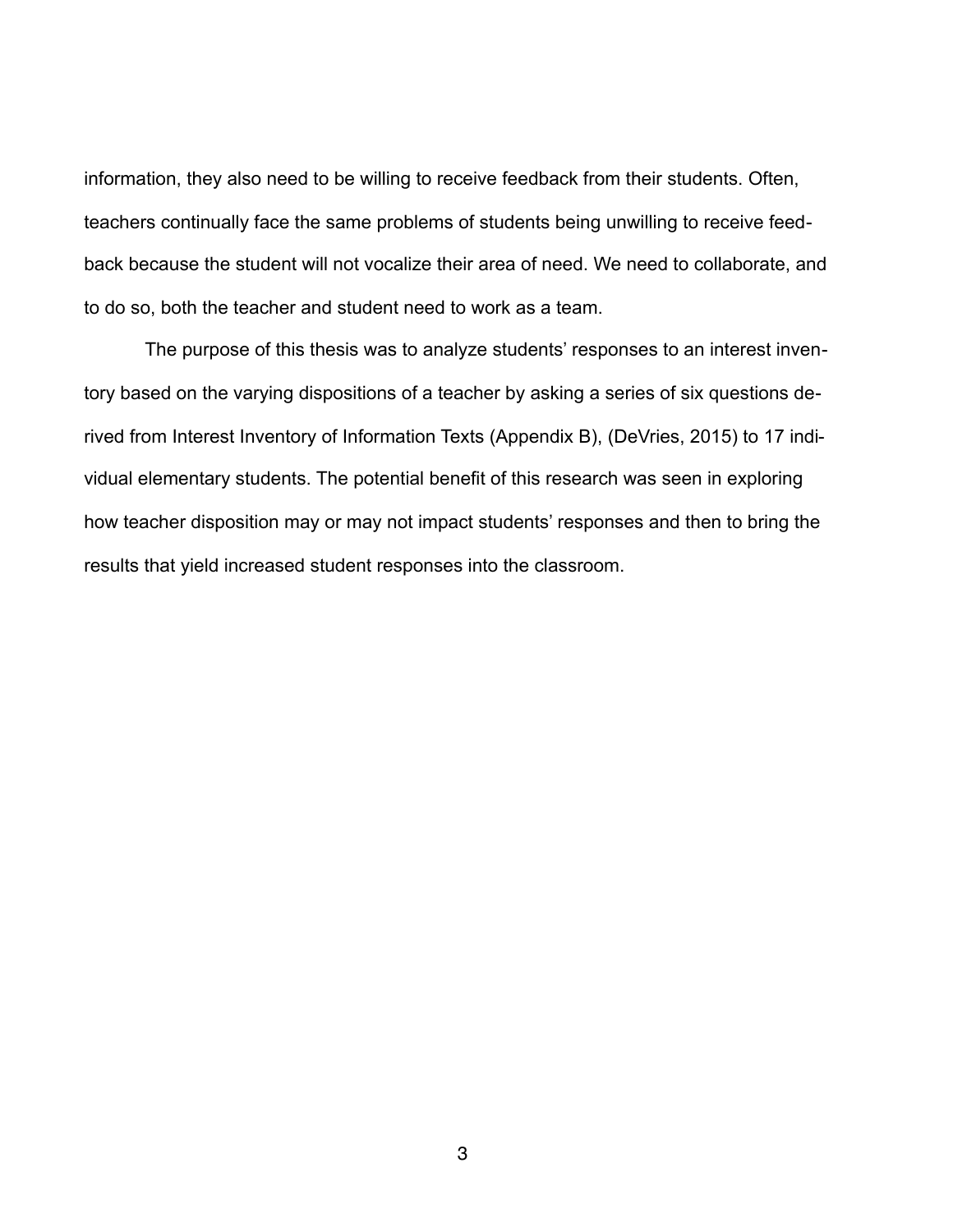information, they also need to be willing to receive feedback from their students. Often, teachers continually face the same problems of students being unwilling to receive feedback because the student will not vocalize their area of need. We need to collaborate, and to do so, both the teacher and student need to work as a team.

The purpose of this thesis was to analyze students' responses to an interest inventory based on the varying dispositions of a teacher by asking a series of six questions derived from Interest Inventory of Information Texts (Appendix B), (DeVries, 2015) to 17 individual elementary students. The potential benefit of this research was seen in exploring how teacher disposition may or may not impact students' responses and then to bring the results that yield increased student responses into the classroom.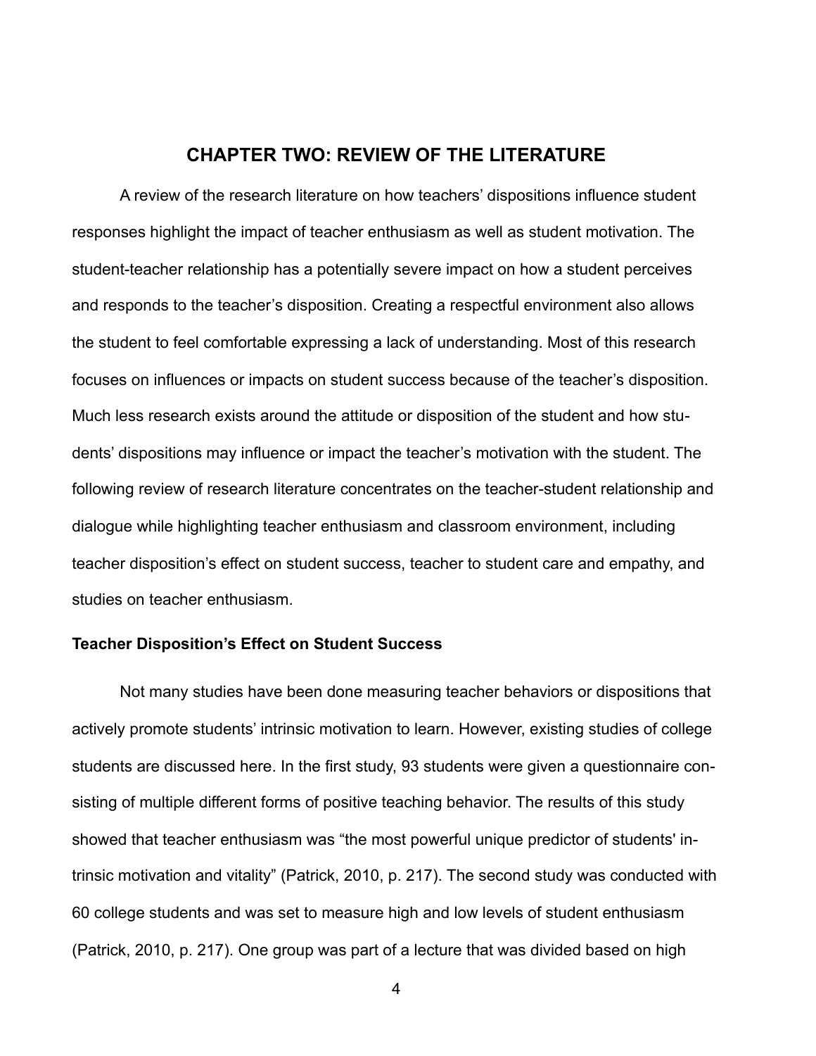# CHAPTER TWO: REVIEW OF THE LITERATURE

A review of the research literature on how teachers' dispositions influence student responses highlight the impact of teacher enthusiasm as well as student motivation. The student-teacher relationship has a potentially severe impact on how a student perceives and responds to the teacher's disposition. Creating a respectful environment also allows the student to feel comfortable expressing a lack of understanding. Most of this research focuses on influences or impacts on student success because of the teacher's disposition. Much less research exists around the attitude or disposition of the student and how students' dispositions may influence or impact the teacher's motivation with the student. The following review of research literature concentrates on the teacher-student relationship and dialogue while highlighting teacher enthusiasm and classroom environment, including teacher disposition's effect on student success, teacher to student care and empathy, and studies on teacher enthusiasm.

## Teacher Disposition's Effect on Student Success

Not many studies have been done measuring teacher behaviors or dispositions that actively promote students' intrinsic motivation to learn. However, existing studies of college students are discussed here. In the first study, 93 students were given a questionnaire consisting of multiple different forms of positive teaching behavior. The results of this study showed that teacher enthusiasm was "the most powerful unique predictor of students' intrinsic motivation and vitality" (Patrick, 2010, p. 217). The second study was conducted with 60 college students and was set to measure high and low levels of student enthusiasm (Patrick, 2010, p. 217). One group was part of a lecture that was divided based on high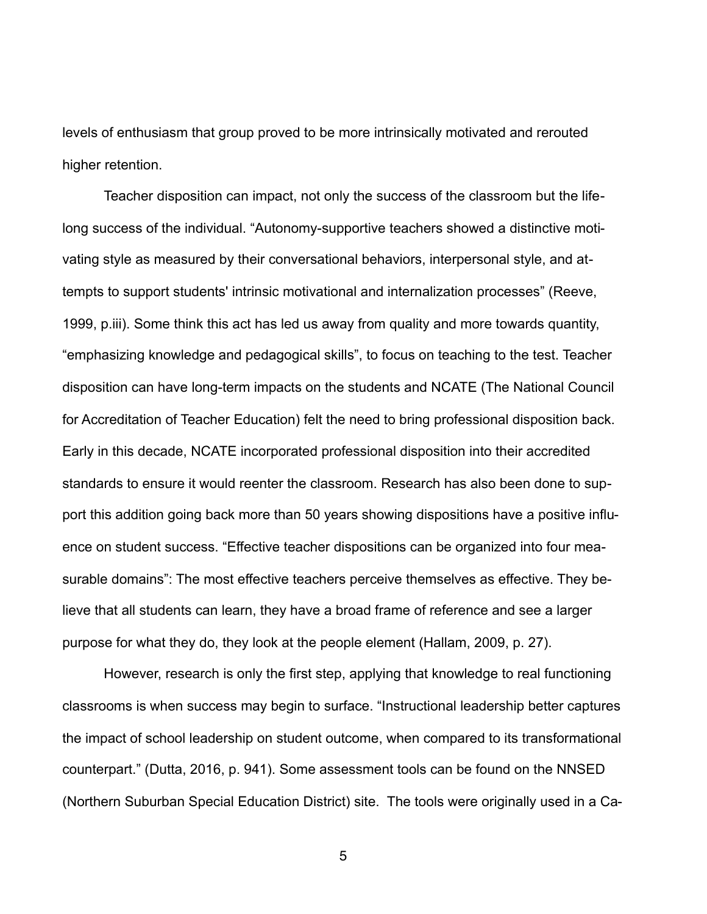levels of enthusiasm that group proved to be more intrinsically motivated and rerouted higher retention.

Teacher disposition can impact, not only the success of the classroom but the lifelong success of the individual. “Autonomy-supportive teachers showed a distinctive motivating style as measured by their conversational behaviors, interpersonal style, and attempts to support students' intrinsic motivational and internalization processes” (Reeve, 1999, p.iii). Some think this act has led us away from quality and more towards quantity, “emphasizing knowledge and pedagogical skills”, to focus on teaching to the test. Teacher disposition can have long-term impacts on the students and NCATE (The National Council for Accreditation of Teacher Education) felt the need to bring professional disposition back. Early in this decade, NCATE incorporated professional disposition into their accredited standards to ensure it would reenter the classroom. Research has also been done to support this addition going back more than 50 years showing dispositions have a positive influence on student success. “Effective teacher dispositions can be organized into four measurable domains”: The most effective teachers perceive themselves as effective. They believe that all students can learn, they have a broad frame of reference and see a larger purpose for what they do, they look at the people element (Hallam, 2009, p. 27).

However, research is only the first step, applying that knowledge to real functioning classrooms is when success may begin to surface. “Instructional leadership better captures the impact of school leadership on student outcome, when compared to its transformational counterpart.” (Dutta, 2016, p. 941). Some assessment tools can be found on the NNSED (Northern Suburban Special Education District) site. The tools were originally used in a Ca-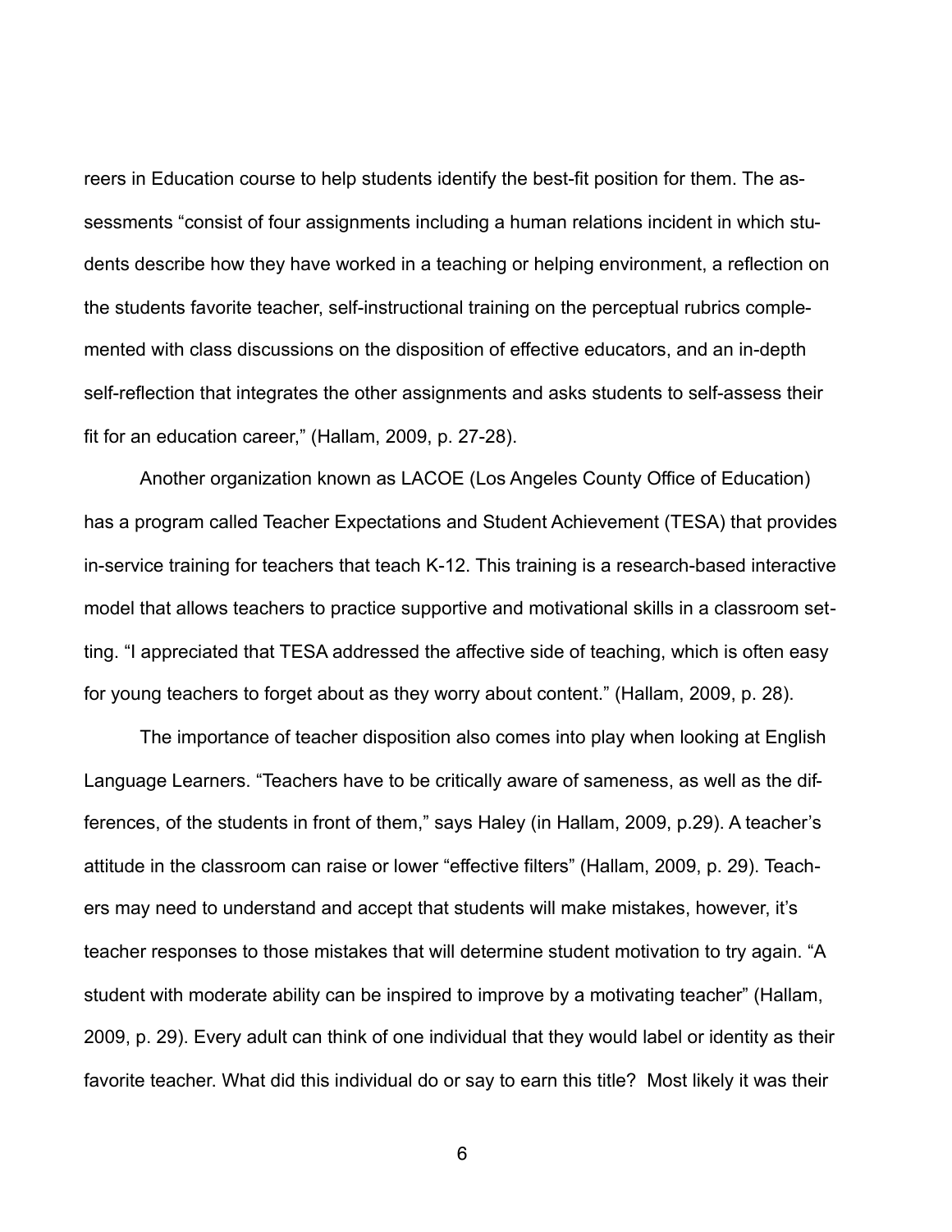reers in Education course to help students identify the best-fit position for them. The assessments "consist of four assignments including a human relations incident in which students describe how they have worked in a teaching or helping environment, a reflection on the students favorite teacher, self-instructional training on the perceptual rubrics complemented with class discussions on the disposition of effective educators, and an in-depth self-reflection that integrates the other assignments and asks students to self-assess their fit for an education career," (Hallam, 2009, p. 27-28).

Another organization known as LACOE (Los Angeles County Office of Education) has a program called Teacher Expectations and Student Achievement (TESA) that provides in-service training for teachers that teach K-12. This training is a research-based interactive model that allows teachers to practice supportive and motivational skills in a classroom setting. "I appreciated that TESA addressed the affective side of teaching, which is often easy for young teachers to forget about as they worry about content." (Hallam, 2009, p. 28).

The importance of teacher disposition also comes into play when looking at English Language Learners. "Teachers have to be critically aware of sameness, as well as the differences, of the students in front of them," says Haley (in Hallam, 2009, p.29). A teacher's attitude in the classroom can raise or lower "effective filters" (Hallam, 2009, p. 29). Teachers may need to understand and accept that students will make mistakes, however, it's teacher responses to those mistakes that will determine student motivation to try again. "A student with moderate ability can be inspired to improve by a motivating teacher" (Hallam, 2009, p. 29). Every adult can think of one individual that they would label or identity as their favorite teacher. What did this individual do or say to earn this title? Most likely it was their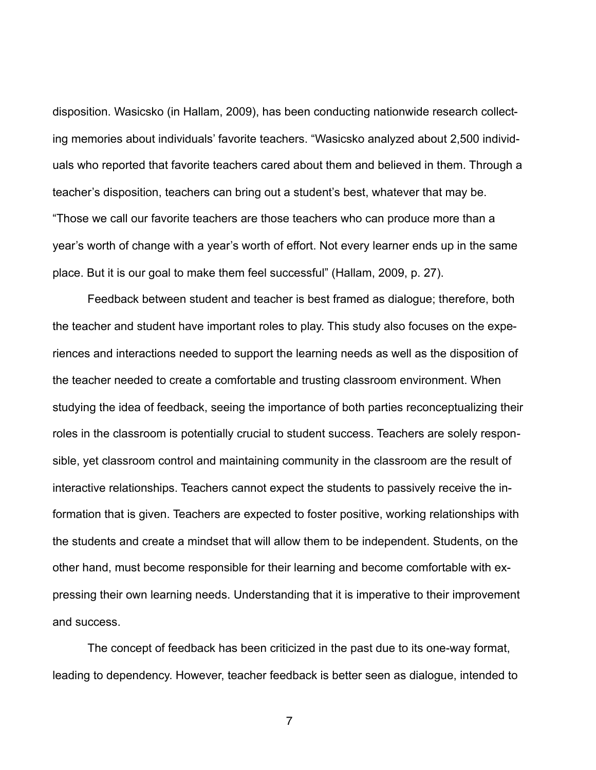disposition. Wasicsko (in Hallam, 2009), has been conducting nationwide research collecting memories about individuals' favorite teachers. "Wasicsko analyzed about 2,500 individuals who reported that favorite teachers cared about them and believed in them. Through a teacher's disposition, teachers can bring out a student's best, whatever that may be. "Those we call our favorite teachers are those teachers who can produce more than a year's worth of change with a year's worth of effort. Not every learner ends up in the same place. But it is our goal to make them feel successful" (Hallam, 2009, p. 27).

Feedback between student and teacher is best framed as dialogue; therefore, both the teacher and student have important roles to play. This study also focuses on the experiences and interactions needed to support the learning needs as well as the disposition of the teacher needed to create a comfortable and trusting classroom environment. When studying the idea of feedback, seeing the importance of both parties reconceptualizing their roles in the classroom is potentially crucial to student success. Teachers are solely responsible, yet classroom control and maintaining community in the classroom are the result of interactive relationships. Teachers cannot expect the students to passively receive the information that is given. Teachers are expected to foster positive, working relationships with the students and create a mindset that will allow them to be independent. Students, on the other hand, must become responsible for their learning and become comfortable with expressing their own learning needs. Understanding that it is imperative to their improvement and success.

The concept of feedback has been criticized in the past due to its one-way format, leading to dependency. However, teacher feedback is better seen as dialogue, intended to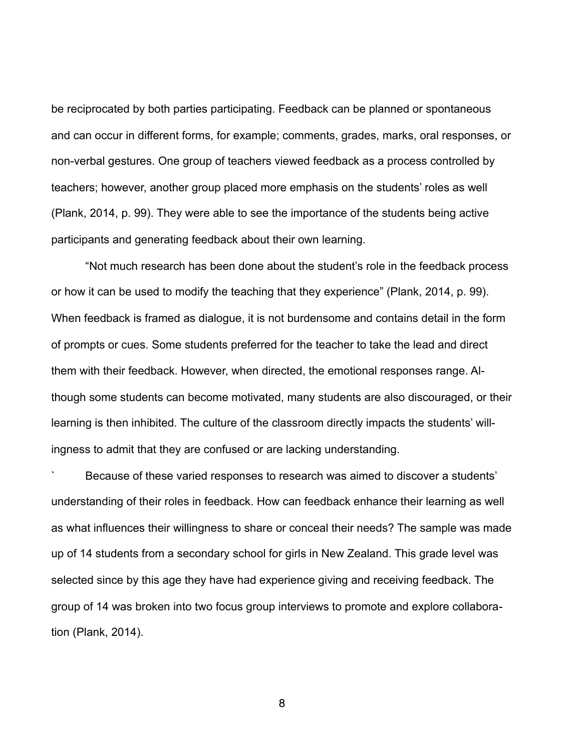be reciprocated by both parties participating. Feedback can be planned or spontaneous and can occur in different forms, for example; comments, grades, marks, oral responses, or non-verbal gestures. One group of teachers viewed feedback as a process controlled by teachers; however, another group placed more emphasis on the students' roles as well (Plank, 2014, p. 99). They were able to see the importance of the students being active participants and generating feedback about their own learning.

"Not much research has been done about the student's role in the feedback process or how it can be used to modify the teaching that they experience" (Plank, 2014, p. 99). When feedback is framed as dialogue, it is not burdensome and contains detail in the form of prompts or cues. Some students preferred for the teacher to take the lead and direct them with their feedback. However, when directed, the emotional responses range. Although some students can become motivated, many students are also discouraged, or their learning is then inhibited. The culture of the classroom directly impacts the students' willingness to admit that they are confused or are lacking understanding.

` Because of these varied responses to research was aimed to discover a students' understanding of their roles in feedback. How can feedback enhance their learning as well as what influences their willingness to share or conceal their needs? The sample was made up of 14 students from a secondary school for girls in New Zealand. This grade level was selected since by this age they have had experience giving and receiving feedback. The group of 14 was broken into two focus group interviews to promote and explore collaboration (Plank, 2014).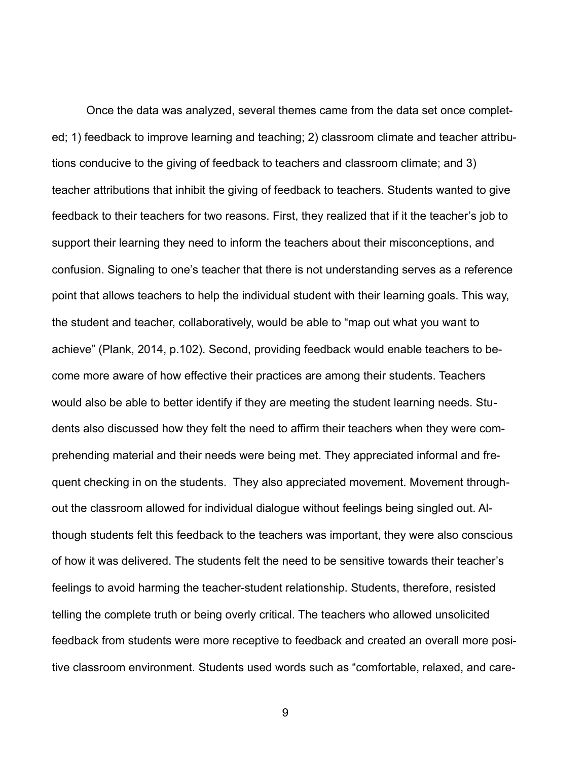Once the data was analyzed, several themes came from the data set once completed; 1) feedback to improve learning and teaching; 2) classroom climate and teacher attributions conducive to the giving of feedback to teachers and classroom climate; and 3) teacher attributions that inhibit the giving of feedback to teachers. Students wanted to give feedback to their teachers for two reasons. First, they realized that if it the teacher's job to support their learning they need to inform the teachers about their misconceptions, and confusion. Signaling to one's teacher that there is not understanding serves as a reference point that allows teachers to help the individual student with their learning goals. This way, the student and teacher, collaboratively, would be able to "map out what you want to achieve" (Plank, 2014, p.102). Second, providing feedback would enable teachers to become more aware of how effective their practices are among their students. Teachers would also be able to better identify if they are meeting the student learning needs. Students also discussed how they felt the need to affirm their teachers when they were comprehending material and their needs were being met. They appreciated informal and frequent checking in on the students. They also appreciated movement. Movement throughout the classroom allowed for individual dialogue without feelings being singled out. Although students felt this feedback to the teachers was important, they were also conscious of how it was delivered. The students felt the need to be sensitive towards their teacher's feelings to avoid harming the teacher-student relationship. Students, therefore, resisted telling the complete truth or being overly critical. The teachers who allowed unsolicited feedback from students were more receptive to feedback and created an overall more positive classroom environment. Students used words such as "comfortable, relaxed, and care-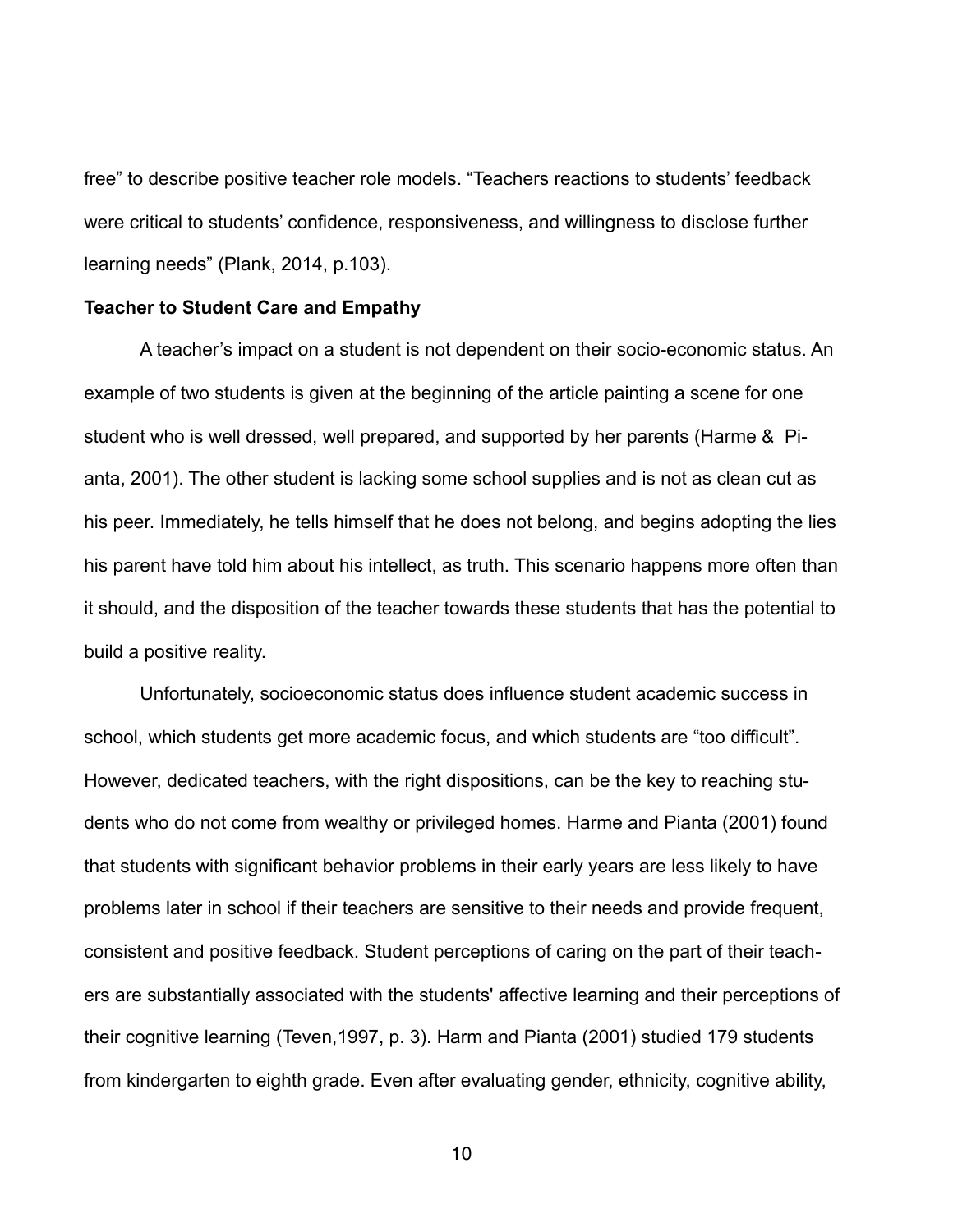free" to describe positive teacher role models. "Teachers reactions to students' feedback were critical to students' confidence, responsiveness, and willingness to disclose further learning needs" (Plank, 2014, p.103).

**Teacher to Student Care and Empathy**

A teacher's impact on a student is not dependent on their socio-economic status. An example of two students is given at the beginning of the article painting a scene for one student who is well dressed, well prepared, and supported by her parents (Harme & Pianta, 2001). The other student is lacking some school supplies and is not as clean cut as his peer. Immediately, he tells himself that he does not belong, and begins adopting the lies his parent have told him about his intellect, as truth. This scenario happens more often than it should, and the disposition of the teacher towards these students that has the potential to build a positive reality.

Unfortunately, socioeconomic status does influence student academic success in school, which students get more academic focus, and which students are "too difficult". However, dedicated teachers, with the right dispositions, can be the key to reaching students who do not come from wealthy or privileged homes. Harme and Pianta (2001) found that students with significant behavior problems in their early years are less likely to have problems later in school if their teachers are sensitive to their needs and provide frequent, consistent and positive feedback. Student perceptions of caring on the part of their teachers are substantially associated with the students' affective learning and their perceptions of their cognitive learning (Teven,1997, p. 3). Harm and Pianta (2001) studied 179 students from kindergarten to eighth grade. Even after evaluating gender, ethnicity, cognitive ability,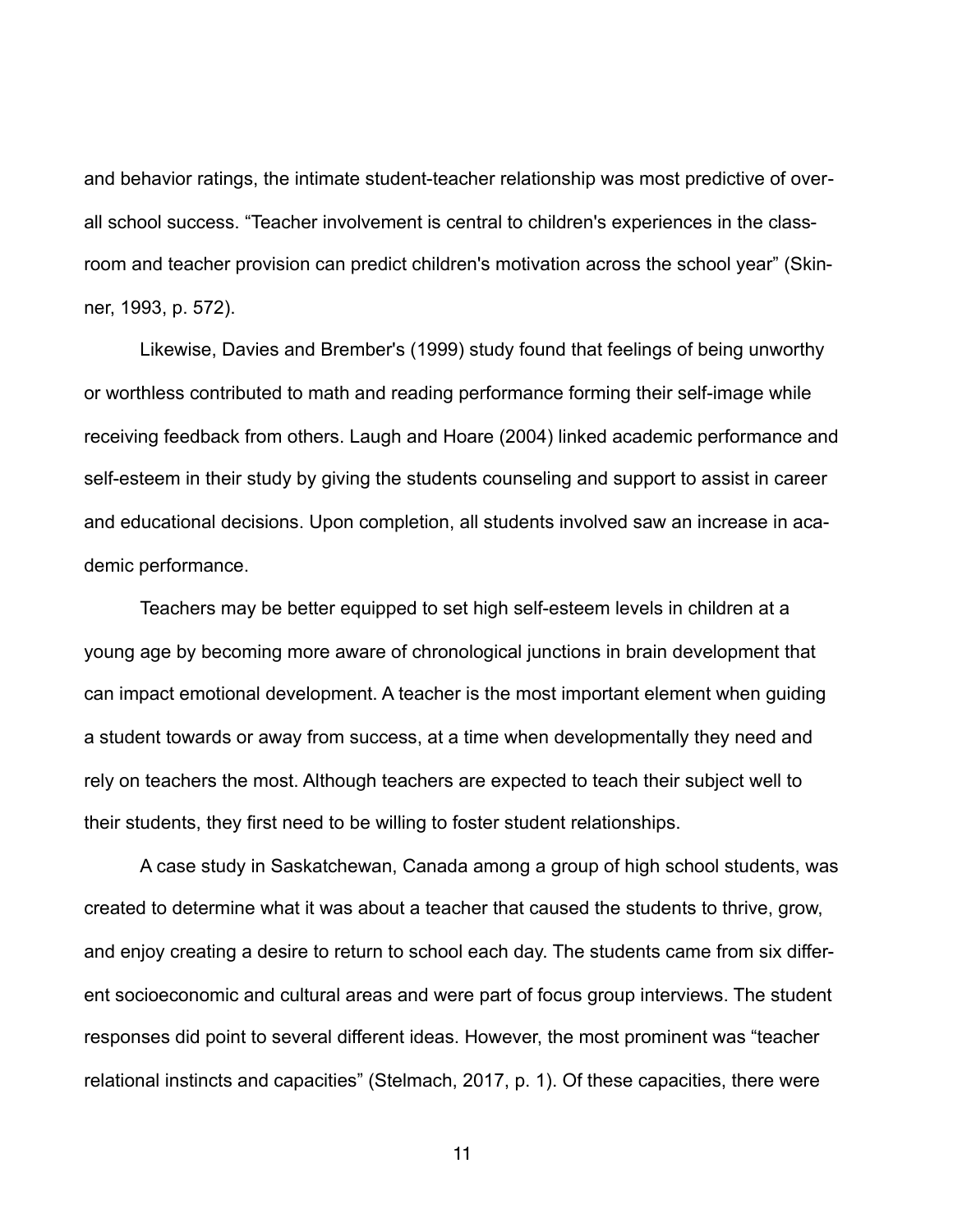and behavior ratings, the intimate student-teacher relationship was most predictive of overall school success. “Teacher involvement is central to children's experiences in the classroom and teacher provision can predict children's motivation across the school year” (Skinner, 1993, p. 572).

Likewise, Davies and Brember's (1999) study found that feelings of being unworthy or worthless contributed to math and reading performance forming their self-image while receiving feedback from others. Laugh and Hoare (2004) linked academic performance and self-esteem in their study by giving the students counseling and support to assist in career and educational decisions. Upon completion, all students involved saw an increase in academic performance.

Teachers may be better equipped to set high self-esteem levels in children at a young age by becoming more aware of chronological junctions in brain development that can impact emotional development. A teacher is the most important element when guiding a student towards or away from success, at a time when developmentally they need and rely on teachers the most. Although teachers are expected to teach their subject well to their students, they first need to be willing to foster student relationships.

A case study in Saskatchewan, Canada among a group of high school students, was created to determine what it was about a teacher that caused the students to thrive, grow, and enjoy creating a desire to return to school each day. The students came from six different socioeconomic and cultural areas and were part of focus group interviews. The student responses did point to several different ideas. However, the most prominent was “teacher relational instincts and capacities” (Stelmach, 2017, p. 1). Of these capacities, there were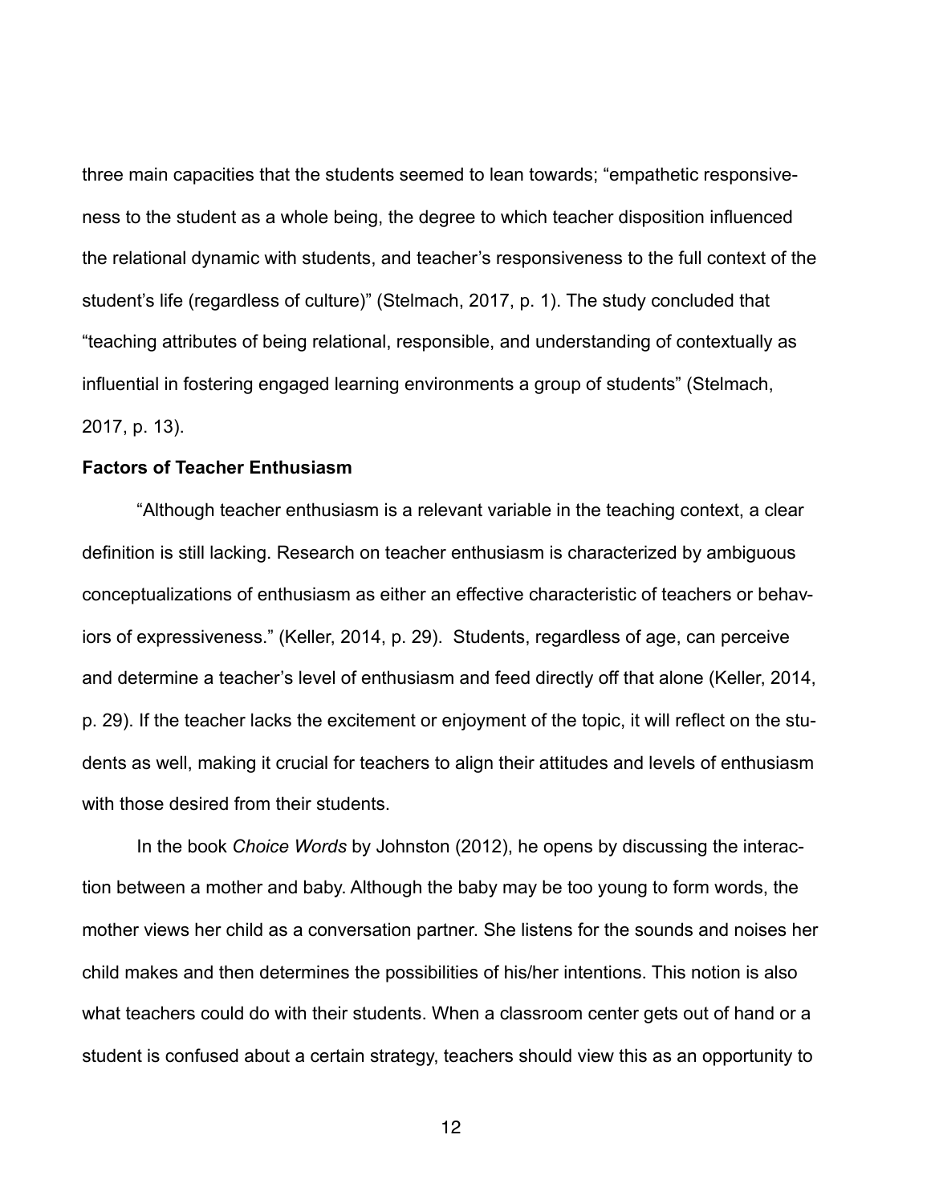three main capacities that the students seemed to lean towards; "empathetic responsiveness to the student as a whole being, the degree to which teacher disposition influenced the relational dynamic with students, and teacher's responsiveness to the full context of the student's life (regardless of culture)" (Stelmach, 2017, p. 1). The study concluded that "teaching attributes of being relational, responsible, and understanding of contextually as influential in fostering engaged learning environments a group of students" (Stelmach, 2017, p. 13).

**Factors of Teacher Enthusiasm**

"Although teacher enthusiasm is a relevant variable in the teaching context, a clear definition is still lacking. Research on teacher enthusiasm is characterized by ambiguous conceptualizations of enthusiasm as either an effective characteristic of teachers or behaviors of expressiveness." (Keller, 2014, p. 29). Students, regardless of age, can perceive and determine a teacher's level of enthusiasm and feed directly off that alone (Keller, 2014, p. 29). If the teacher lacks the excitement or enjoyment of the topic, it will reflect on the students as well, making it crucial for teachers to align their attitudes and levels of enthusiasm with those desired from their students.

In the book *Choice Words* by Johnston (2012), he opens by discussing the interaction between a mother and baby. Although the baby may be too young to form words, the mother views her child as a conversation partner. She listens for the sounds and noises her child makes and then determines the possibilities of his/her intentions. This notion is also what teachers could do with their students. When a classroom center gets out of hand or a student is confused about a certain strategy, teachers should view this as an opportunity to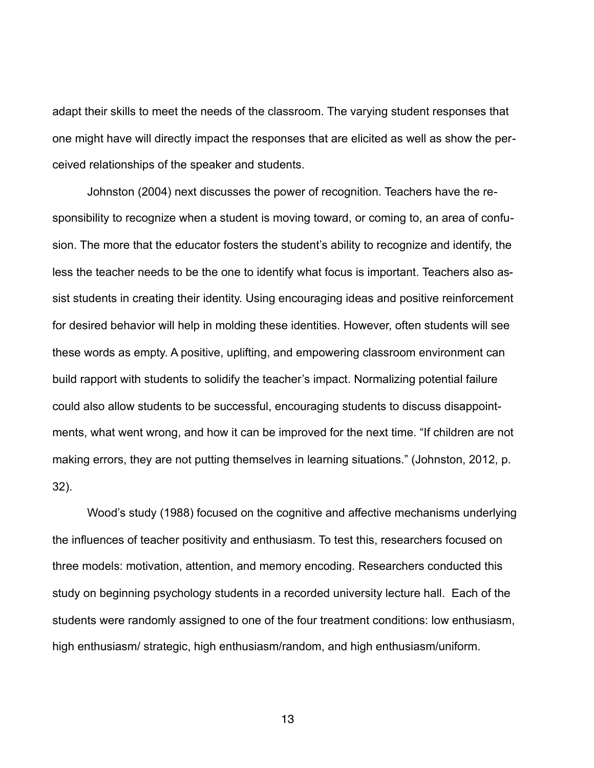adapt their skills to meet the needs of the classroom. The varying student responses that one might have will directly impact the responses that are elicited as well as show the perceived relationships of the speaker and students.

Johnston (2004) next discusses the power of recognition. Teachers have the responsibility to recognize when a student is moving toward, or coming to, an area of confusion. The more that the educator fosters the student's ability to recognize and identify, the less the teacher needs to be the one to identify what focus is important. Teachers also assist students in creating their identity. Using encouraging ideas and positive reinforcement for desired behavior will help in molding these identities. However, often students will see these words as empty. A positive, uplifting, and empowering classroom environment can build rapport with students to solidify the teacher's impact. Normalizing potential failure could also allow students to be successful, encouraging students to discuss disappointments, what went wrong, and how it can be improved for the next time. "If children are not making errors, they are not putting themselves in learning situations." (Johnston, 2012, p. 32).

Wood's study (1988) focused on the cognitive and affective mechanisms underlying the influences of teacher positivity and enthusiasm. To test this, researchers focused on three models: motivation, attention, and memory encoding. Researchers conducted this study on beginning psychology students in a recorded university lecture hall. Each of the students were randomly assigned to one of the four treatment conditions: low enthusiasm, high enthusiasm/ strategic, high enthusiasm/random, and high enthusiasm/uniform.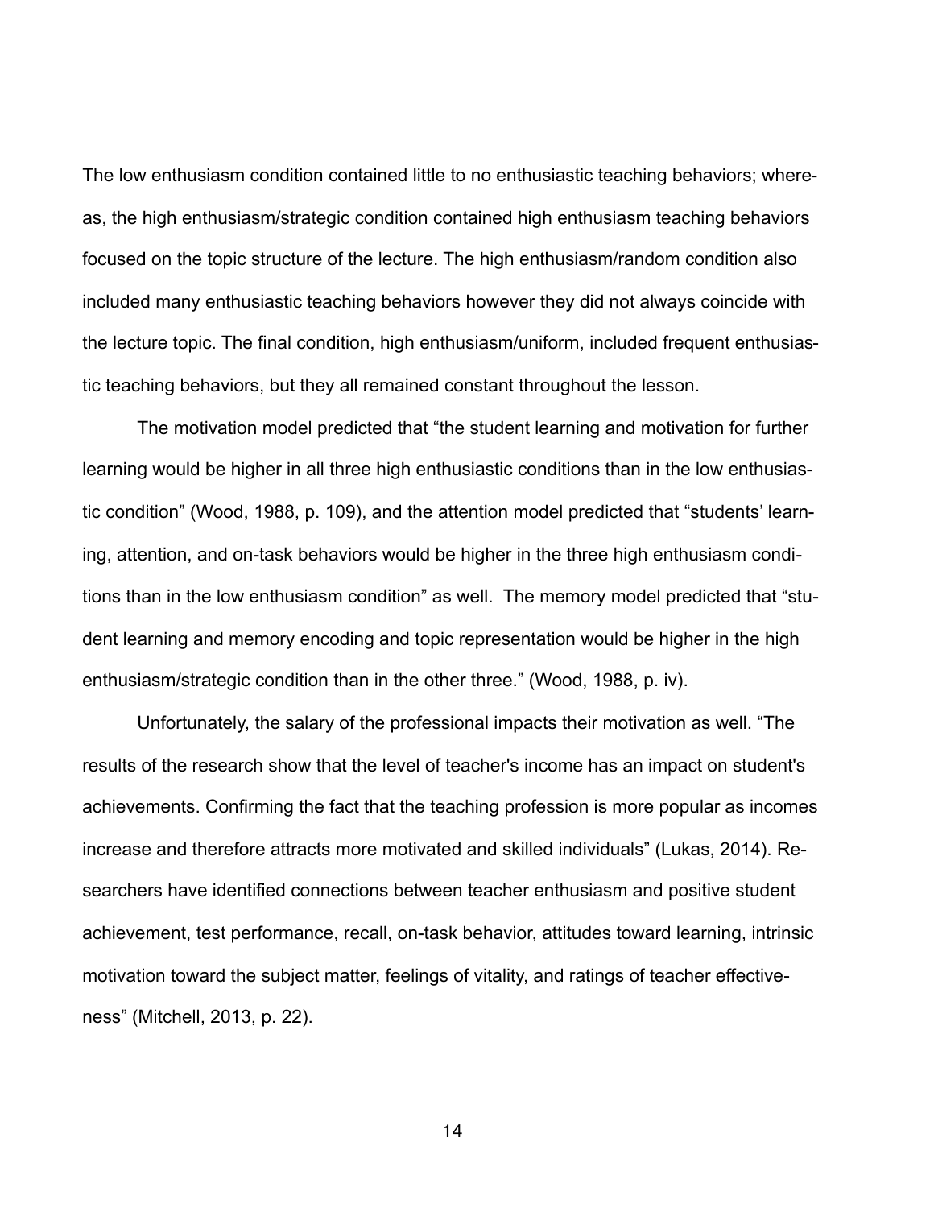The low enthusiasm condition contained little to no enthusiastic teaching behaviors; whereas, the high enthusiasm/strategic condition contained high enthusiasm teaching behaviors focused on the topic structure of the lecture. The high enthusiasm/random condition also included many enthusiastic teaching behaviors however they did not always coincide with the lecture topic. The final condition, high enthusiasm/uniform, included frequent enthusiastic teaching behaviors, but they all remained constant throughout the lesson.

The motivation model predicted that "the student learning and motivation for further learning would be higher in all three high enthusiastic conditions than in the low enthusiastic condition" (Wood, 1988, p. 109), and the attention model predicted that "students' learning, attention, and on-task behaviors would be higher in the three high enthusiasm conditions than in the low enthusiasm condition" as well. The memory model predicted that "student learning and memory encoding and topic representation would be higher in the high enthusiasm/strategic condition than in the other three." (Wood, 1988, p. iv).

Unfortunately, the salary of the professional impacts their motivation as well. "The results of the research show that the level of teacher's income has an impact on student's achievements. Confirming the fact that the teaching profession is more popular as incomes increase and therefore attracts more motivated and skilled individuals" (Lukas, 2014). Researchers have identified connections between teacher enthusiasm and positive student achievement, test performance, recall, on-task behavior, attitudes toward learning, intrinsic motivation toward the subject matter, feelings of vitality, and ratings of teacher effectiveness" (Mitchell, 2013, p. 22).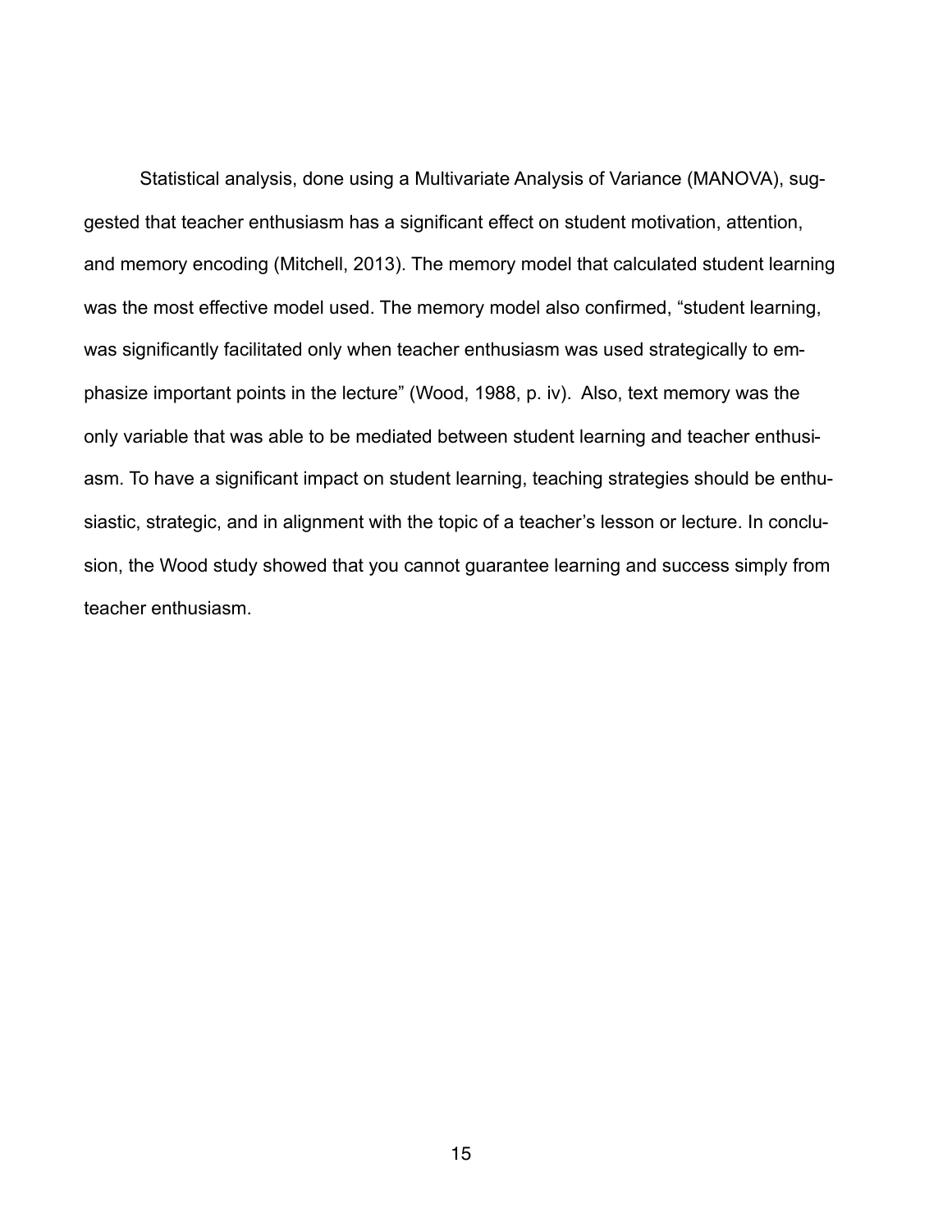Statistical analysis, done using a Multivariate Analysis of Variance (MANOVA), suggested that teacher enthusiasm has a significant effect on student motivation, attention, and memory encoding (Mitchell, 2013). The memory model that calculated student learning was the most effective model used. The memory model also confirmed, "student learning, was significantly facilitated only when teacher enthusiasm was used strategically to emphasize important points in the lecture" (Wood, 1988, p. iv). Also, text memory was the only variable that was able to be mediated between student learning and teacher enthusiasm. To have a significant impact on student learning, teaching strategies should be enthusiastic, strategic, and in alignment with the topic of a teacher's lesson or lecture. In conclusion, the Wood study showed that you cannot guarantee learning and success simply from teacher enthusiasm.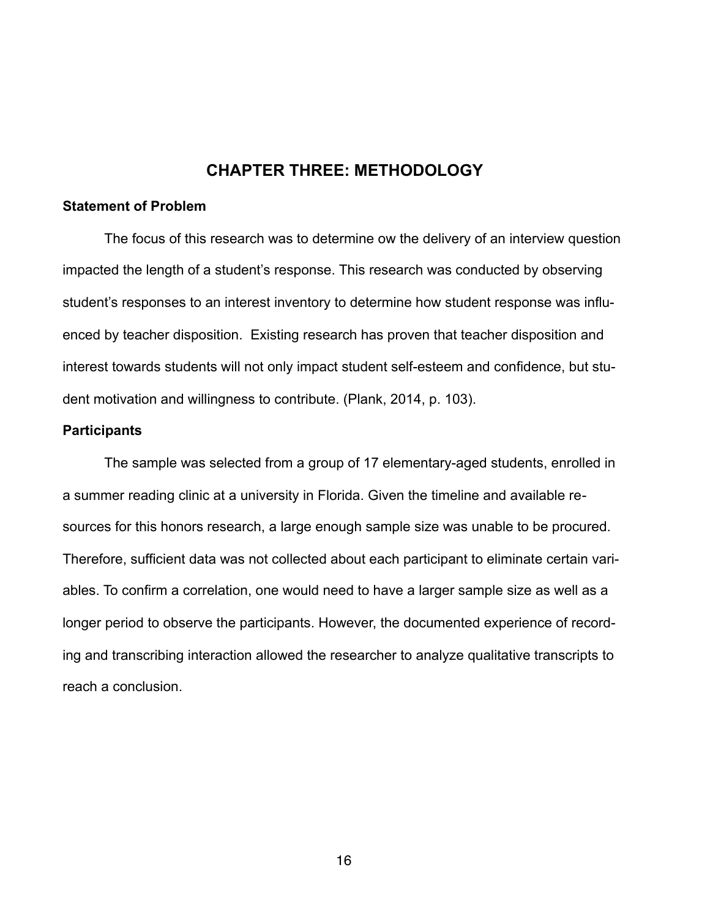# CHAPTER THREE: METHODOLOGY

## Statement of Problem

The focus of this research was to determine ow the delivery of an interview question impacted the length of a student's response. This research was conducted by observing student's responses to an interest inventory to determine how student response was influenced by teacher disposition.  Existing research has proven that teacher disposition and interest towards students will not only impact student self-esteem and confidence, but student motivation and willingness to contribute. (Plank, 2014, p. 103).

## Participants

The sample was selected from a group of 17 elementary-aged students, enrolled in a summer reading clinic at a university in Florida. Given the timeline and available resources for this honors research, a large enough sample size was unable to be procured. Therefore, sufficient data was not collected about each participant to eliminate certain variables. To confirm a correlation, one would need to have a larger sample size as well as a longer period to observe the participants. However, the documented experience of recording and transcribing interaction allowed the researcher to analyze qualitative transcripts to reach a conclusion.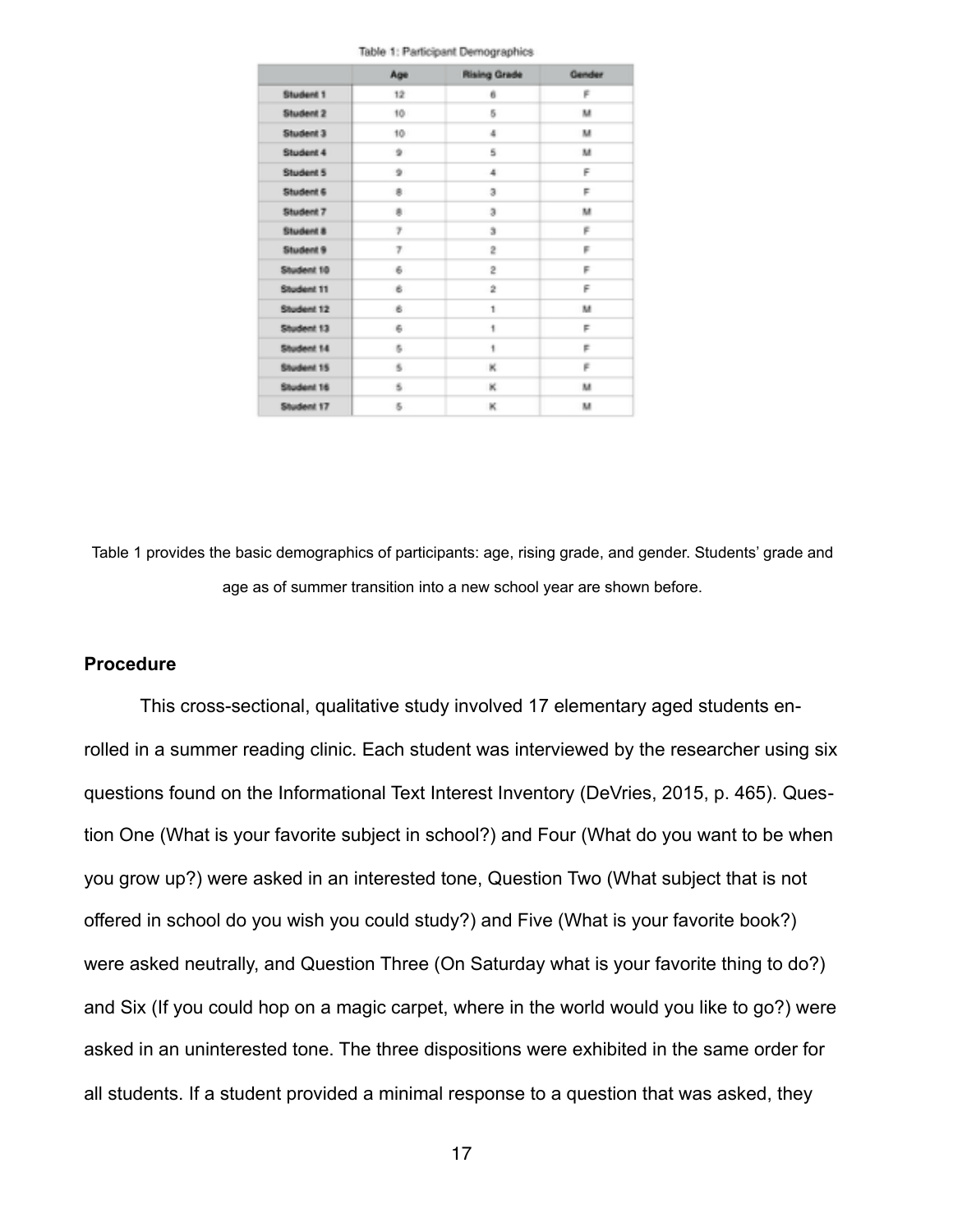Table 1: Participant Demographics

| | Age | Rising Grade | Gender |
|---|---|---|---|
| Student 1 | 12 | 6 | F |
| Student 2 | 10 | 5 | M |
| Student 3 | 10 | 4 | M |
| Student 4 | 9 | 5 | M |
| Student 5 | 9 | 4 | F |
| Student 6 | 8 | 3 | F |
| Student 7 | 8 | 3 | M |
| Student 8 | 7 | 3 | F |
| Student 9 | 7 | 2 | F |
| Student 10 | 6 | 2 | F |
| Student 11 | 6 | 2 | F |
| Student 12 | 6 | 1 | M |
| Student 13 | 6 | 1 | F |
| Student 14 | 5 | 1 | F |
| Student 15 | 5 | K | F |
| Student 16 | 5 | K | M |
| Student 17 | 5 | K | M |

Table 1 provides the basic demographics of participants: age, rising grade, and gender. Students' grade and age as of summer transition into a new school year are shown before.

**Procedure**

This cross-sectional, qualitative study involved 17 elementary aged students enrolled in a summer reading clinic. Each student was interviewed by the researcher using six questions found on the Informational Text Interest Inventory (DeVries, 2015, p. 465). Question One (What is your favorite subject in school?) and Four (What do you want to be when you grow up?) were asked in an interested tone, Question Two (What subject that is not offered in school do you wish you could study?) and Five (What is your favorite book?) were asked neutrally, and Question Three (On Saturday what is your favorite thing to do?) and Six (If you could hop on a magic carpet, where in the world would you like to go?) were asked in an uninterested tone. The three dispositions were exhibited in the same order for all students. If a student provided a minimal response to a question that was asked, they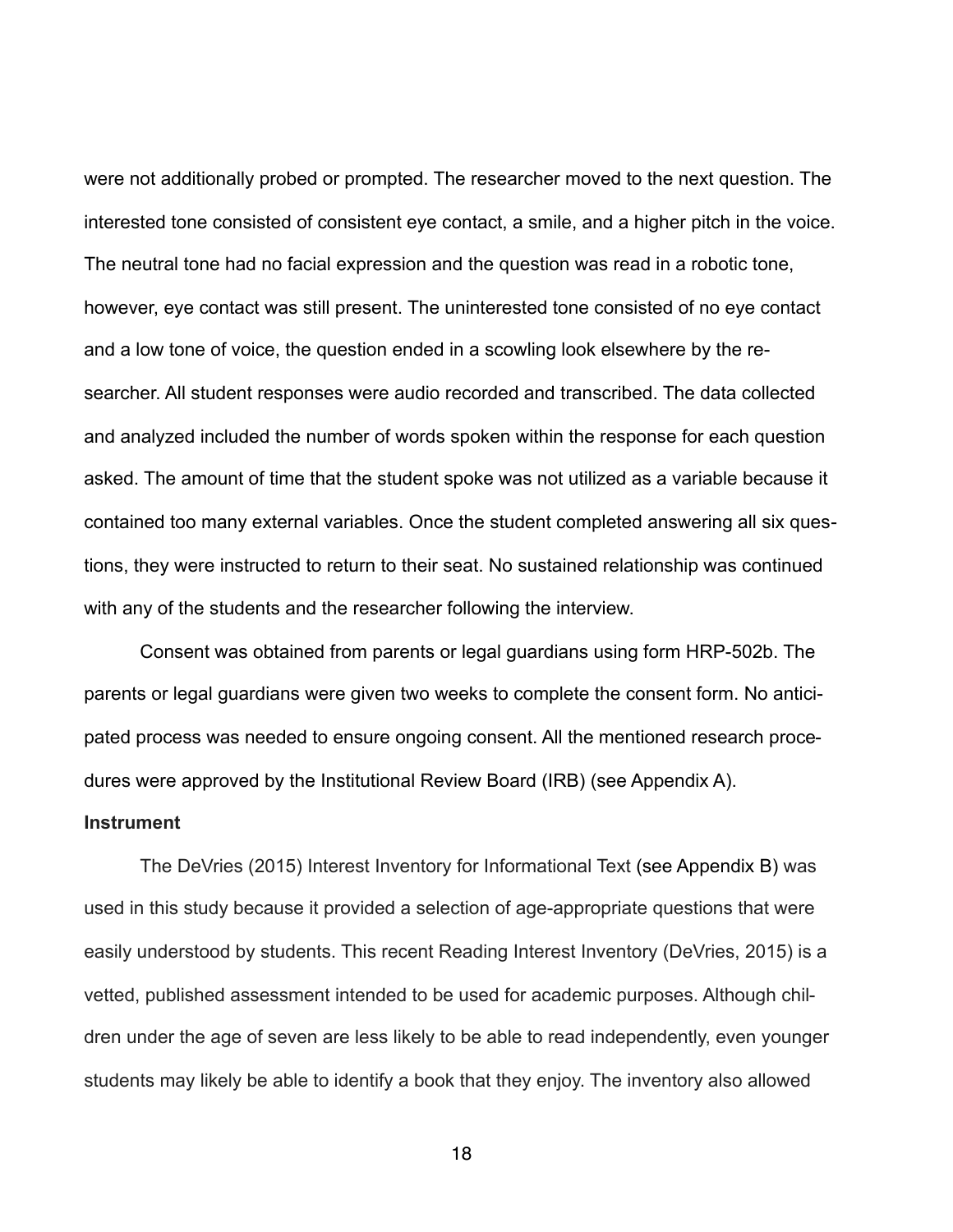were not additionally probed or prompted. The researcher moved to the next question. The interested tone consisted of consistent eye contact, a smile, and a higher pitch in the voice. The neutral tone had no facial expression and the question was read in a robotic tone, however, eye contact was still present. The uninterested tone consisted of no eye contact and a low tone of voice, the question ended in a scowling look elsewhere by the researcher. All student responses were audio recorded and transcribed. The data collected and analyzed included the number of words spoken within the response for each question asked. The amount of time that the student spoke was not utilized as a variable because it contained too many external variables. Once the student completed answering all six questions, they were instructed to return to their seat. No sustained relationship was continued with any of the students and the researcher following the interview.

Consent was obtained from parents or legal guardians using form HRP-502b. The parents or legal guardians were given two weeks to complete the consent form. No anticipated process was needed to ensure ongoing consent. All the mentioned research procedures were approved by the Institutional Review Board (IRB) (see Appendix A).

**Instrument**

The DeVries (2015) Interest Inventory for Informational Text (see Appendix B) was used in this study because it provided a selection of age-appropriate questions that were easily understood by students. This recent Reading Interest Inventory (DeVries, 2015) is a vetted, published assessment intended to be used for academic purposes. Although children under the age of seven are less likely to be able to read independently, even younger students may likely be able to identify a book that they enjoy. The inventory also allowed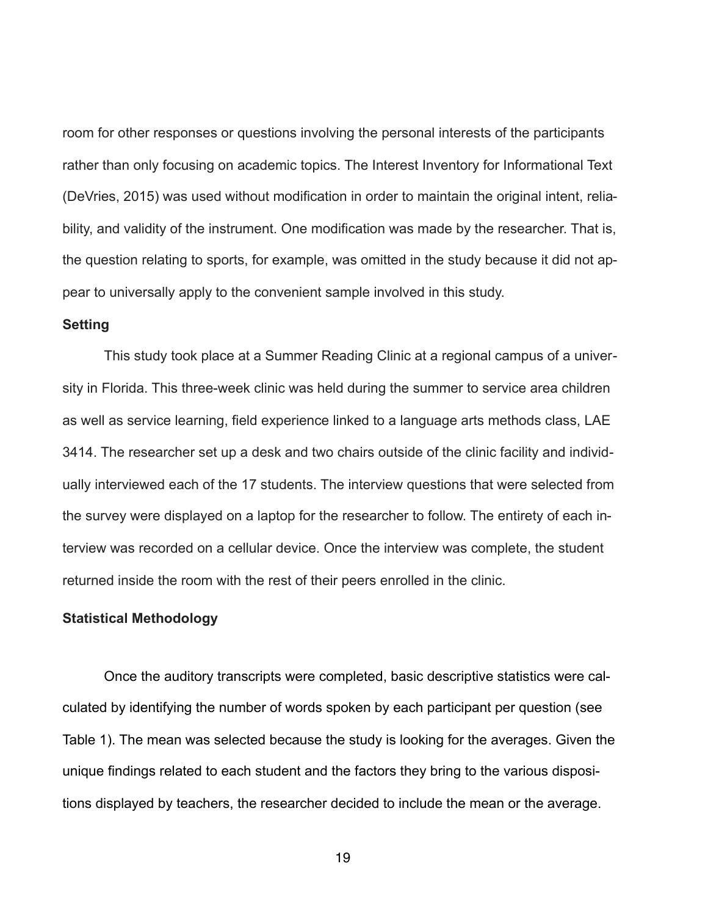room for other responses or questions involving the personal interests of the participants rather than only focusing on academic topics. The Interest Inventory for Informational Text (DeVries, 2015) was used without modification in order to maintain the original intent, reliability, and validity of the instrument. One modification was made by the researcher. That is, the question relating to sports, for example, was omitted in the study because it did not appear to universally apply to the convenient sample involved in this study.

### Setting

This study took place at a Summer Reading Clinic at a regional campus of a university in Florida. This three-week clinic was held during the summer to service area children as well as service learning, field experience linked to a language arts methods class, LAE 3414. The researcher set up a desk and two chairs outside of the clinic facility and individually interviewed each of the 17 students. The interview questions that were selected from the survey were displayed on a laptop for the researcher to follow. The entirety of each interview was recorded on a cellular device. Once the interview was complete, the student returned inside the room with the rest of their peers enrolled in the clinic.

### Statistical Methodology

Once the auditory transcripts were completed, basic descriptive statistics were calculated by identifying the number of words spoken by each participant per question (see Table 1). The mean was selected because the study is looking for the averages. Given the unique findings related to each student and the factors they bring to the various dispositions displayed by teachers, the researcher decided to include the mean or the average.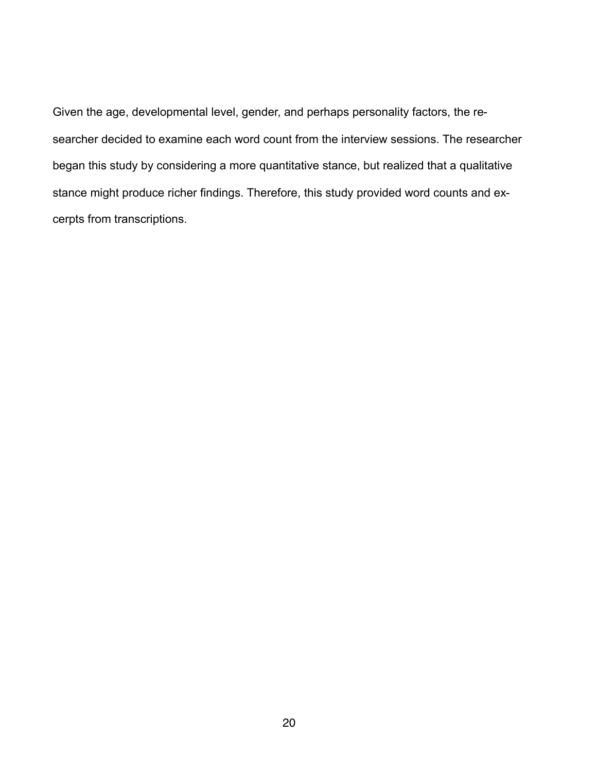Given the age, developmental level, gender, and perhaps personality factors, the researcher decided to examine each word count from the interview sessions. The researcher began this study by considering a more quantitative stance, but realized that a qualitative stance might produce richer findings. Therefore, this study provided word counts and excerpts from transcriptions.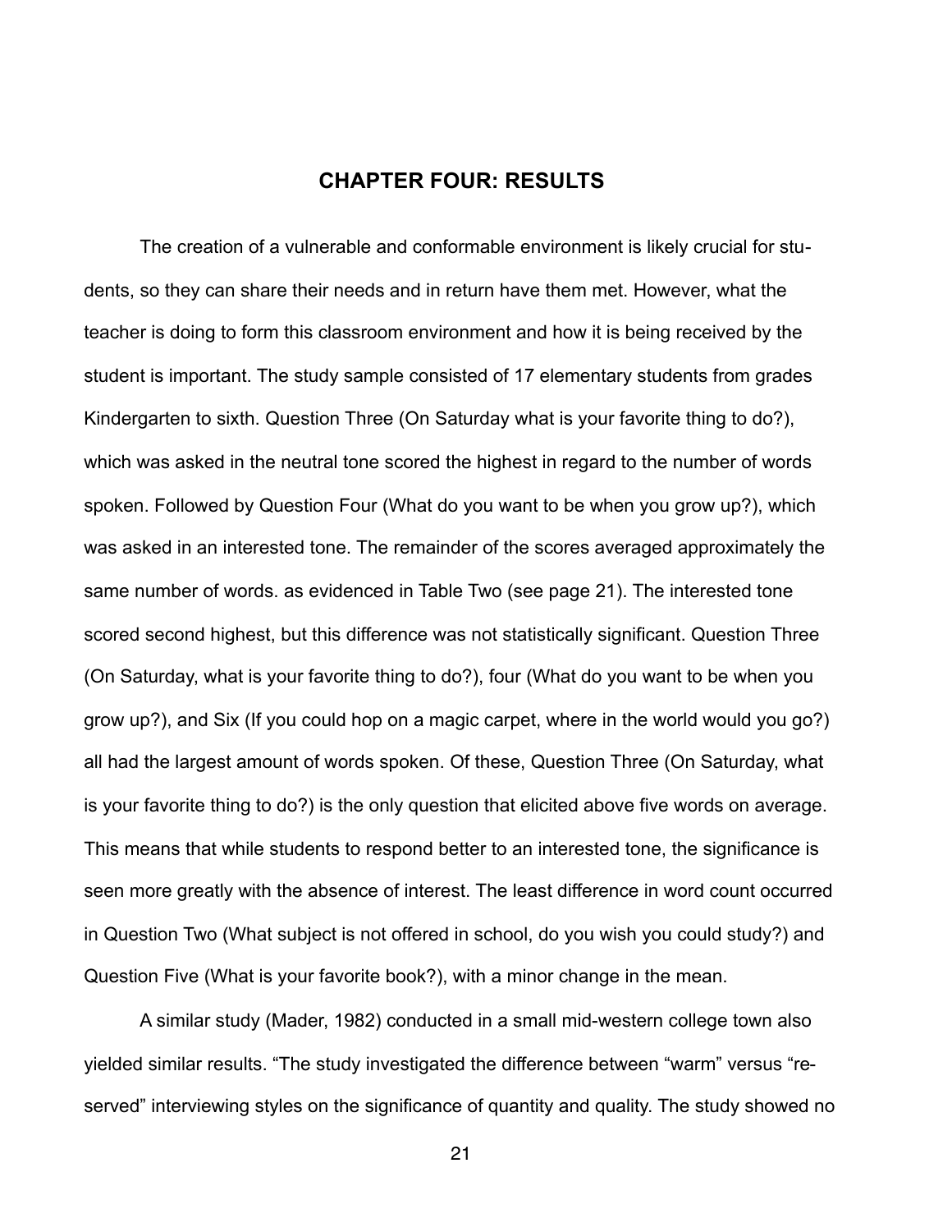# CHAPTER FOUR: RESULTS

The creation of a vulnerable and conformable environment is likely crucial for students, so they can share their needs and in return have them met. However, what the teacher is doing to form this classroom environment and how it is being received by the student is important. The study sample consisted of 17 elementary students from grades Kindergarten to sixth. Question Three (On Saturday what is your favorite thing to do?), which was asked in the neutral tone scored the highest in regard to the number of words spoken. Followed by Question Four (What do you want to be when you grow up?), which was asked in an interested tone. The remainder of the scores averaged approximately the same number of words. as evidenced in Table Two (see page 21). The interested tone scored second highest, but this difference was not statistically significant. Question Three (On Saturday, what is your favorite thing to do?), four (What do you want to be when you grow up?), and Six (If you could hop on a magic carpet, where in the world would you go?) all had the largest amount of words spoken. Of these, Question Three (On Saturday, what is your favorite thing to do?) is the only question that elicited above five words on average. This means that while students to respond better to an interested tone, the significance is seen more greatly with the absence of interest. The least difference in word count occurred in Question Two (What subject is not offered in school, do you wish you could study?) and Question Five (What is your favorite book?), with a minor change in the mean.

A similar study (Mader, 1982) conducted in a small mid-western college town also yielded similar results. "The study investigated the difference between "warm" versus "reserved" interviewing styles on the significance of quantity and quality. The study showed no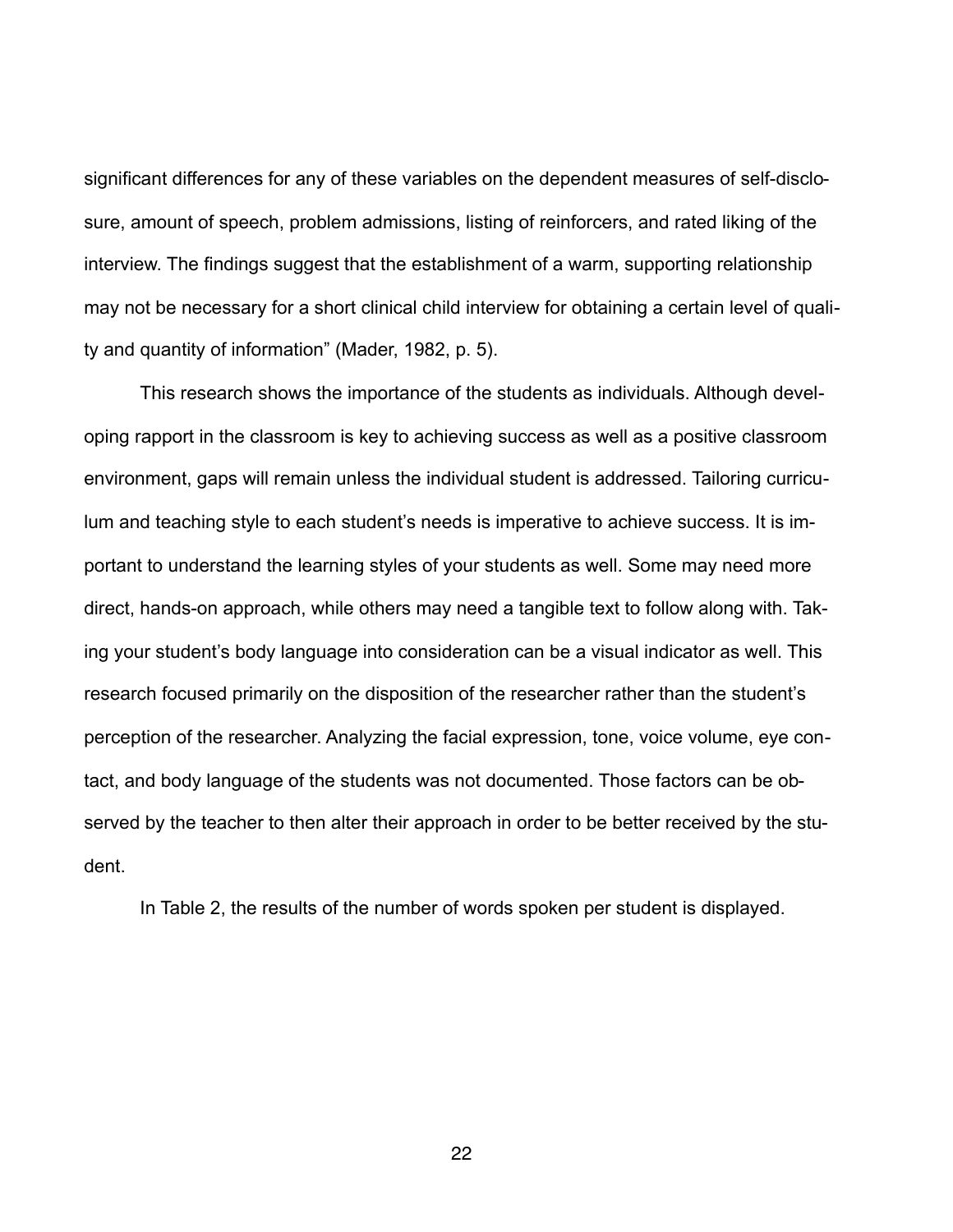significant differences for any of these variables on the dependent measures of self-disclosure, amount of speech, problem admissions, listing of reinforcers, and rated liking of the interview. The findings suggest that the establishment of a warm, supporting relationship may not be necessary for a short clinical child interview for obtaining a certain level of quality and quantity of information" (Mader, 1982, p. 5).

This research shows the importance of the students as individuals. Although developing rapport in the classroom is key to achieving success as well as a positive classroom environment, gaps will remain unless the individual student is addressed. Tailoring curriculum and teaching style to each student's needs is imperative to achieve success. It is important to understand the learning styles of your students as well. Some may need more direct, hands-on approach, while others may need a tangible text to follow along with. Taking your student's body language into consideration can be a visual indicator as well. This research focused primarily on the disposition of the researcher rather than the student's perception of the researcher. Analyzing the facial expression, tone, voice volume, eye contact, and body language of the students was not documented. Those factors can be observed by the teacher to then alter their approach in order to be better received by the student.

In Table 2, the results of the number of words spoken per student is displayed.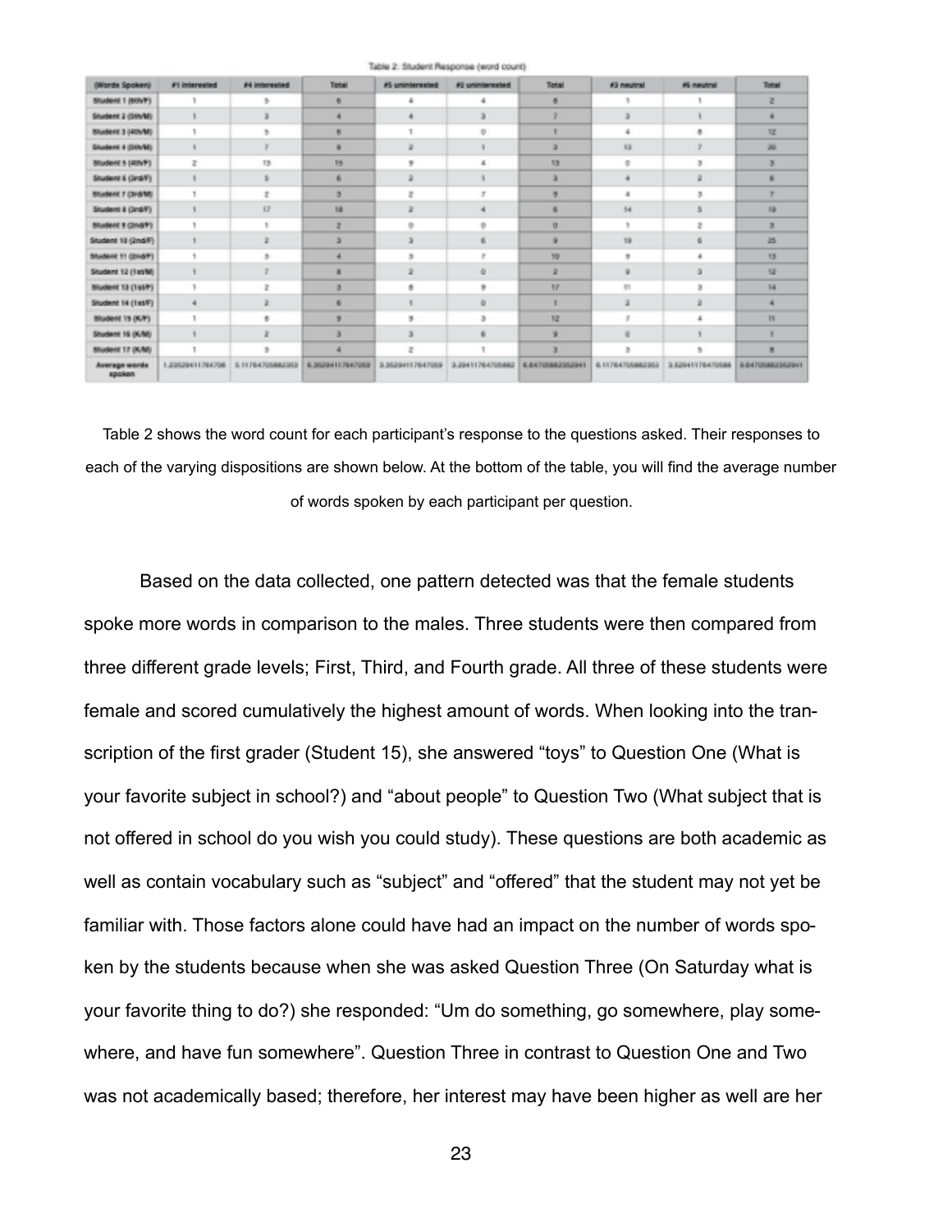Table 2: Student Response (word count)

| (Words Spoken) | #1 interested | #4 interested | Total | #5 uninterested | #2 uninterested | Total | #3 neutral | #6 neutral | Total |
|---|---|---|---|---|---|---|---|---|---|
| Student 1 (6th/F) | 1 | 5 | 6 | 4 | 4 | 8 | 1 | 1 | 2 |
| Student 2 (5th/M) | 1 | 3 | 4 | 4 | 3 | 7 | 3 | 1 | 4 |
| Student 3 (4th/M) | 1 | 5 | 6 | 1 | 0 | 1 | 4 | 8 | 12 |
| Student 4 (5th/M) | 1 | 7 | 8 | 2 | 1 | 3 | 13 | 7 | 20 |
| Student 5 (4th/F) | 2 | 13 | 15 | 9 | 4 | 13 | 0 | 3 | 3 |
| Student 6 (3rd/F) | 1 | 5 | 6 | 2 | 1 | 3 | 4 | 2 | 6 |
| Student 7 (3rd/M) | 1 | 2 | 3 | 2 | 7 | 9 | 4 | 3 | 7 |
| Student 8 (3rd/F) | 1 | 17 | 18 | 2 | 4 | 6 | 14 | 5 | 19 |
| Student 9 (2nd/F) | 1 | 1 | 2 | 0 | 0 | 0 | 1 | 2 | 3 |
| Student 10 (2nd/F) | 1 | 2 | 3 | 3 | 6 | 9 | 19 | 6 | 25 |
| Student 11 (2nd/F) | 1 | 3 | 4 | 3 | 7 | 10 | 9 | 4 | 13 |
| Student 12 (1st/M) | 1 | 7 | 8 | 2 | 0 | 2 | 9 | 3 | 12 |
| Student 13 (1st/F) | 1 | 2 | 3 | 8 | 9 | 17 | 11 | 3 | 14 |
| Student 14 (1st/F) | 4 | 2 | 6 | 1 | 0 | 1 | 2 | 2 | 4 |
| Student 15 (K/F) | 1 | 8 | 9 | 9 | 3 | 12 | 7 | 4 | 11 |
| Student 16 (K/M) | 1 | 2 | 3 | 3 | 6 | 9 | 0 | 1 | 1 |
| Student 17 (K/M) | 1 | 3 | 4 | 2 | 1 | 3 | 3 | 5 | 8 |
| Average words spoken | 1.23529411764706 | 5.11764705882353 | 6.35294117647059 | 3.35294117647059 | 3.29411764705882 | 6.64705882352941 | 6.11764705882353 | 3.52941176470588 | 9.64705882352941 |

Table 2 shows the word count for each participant's response to the questions asked. Their responses to each of the varying dispositions are shown below. At the bottom of the table, you will find the average number of words spoken by each participant per question.

Based on the data collected, one pattern detected was that the female students spoke more words in comparison to the males. Three students were then compared from three different grade levels; First, Third, and Fourth grade. All three of these students were female and scored cumulatively the highest amount of words. When looking into the transcription of the first grader (Student 15), she answered "toys" to Question One (What is your favorite subject in school?) and "about people" to Question Two (What subject that is not offered in school do you wish you could study). These questions are both academic as well as contain vocabulary such as "subject" and "offered" that the student may not yet be familiar with. Those factors alone could have had an impact on the number of words spoken by the students because when she was asked Question Three (On Saturday what is your favorite thing to do?) she responded: "Um do something, go somewhere, play somewhere, and have fun somewhere". Question Three in contrast to Question One and Two was not academically based; therefore, her interest may have been higher as well are her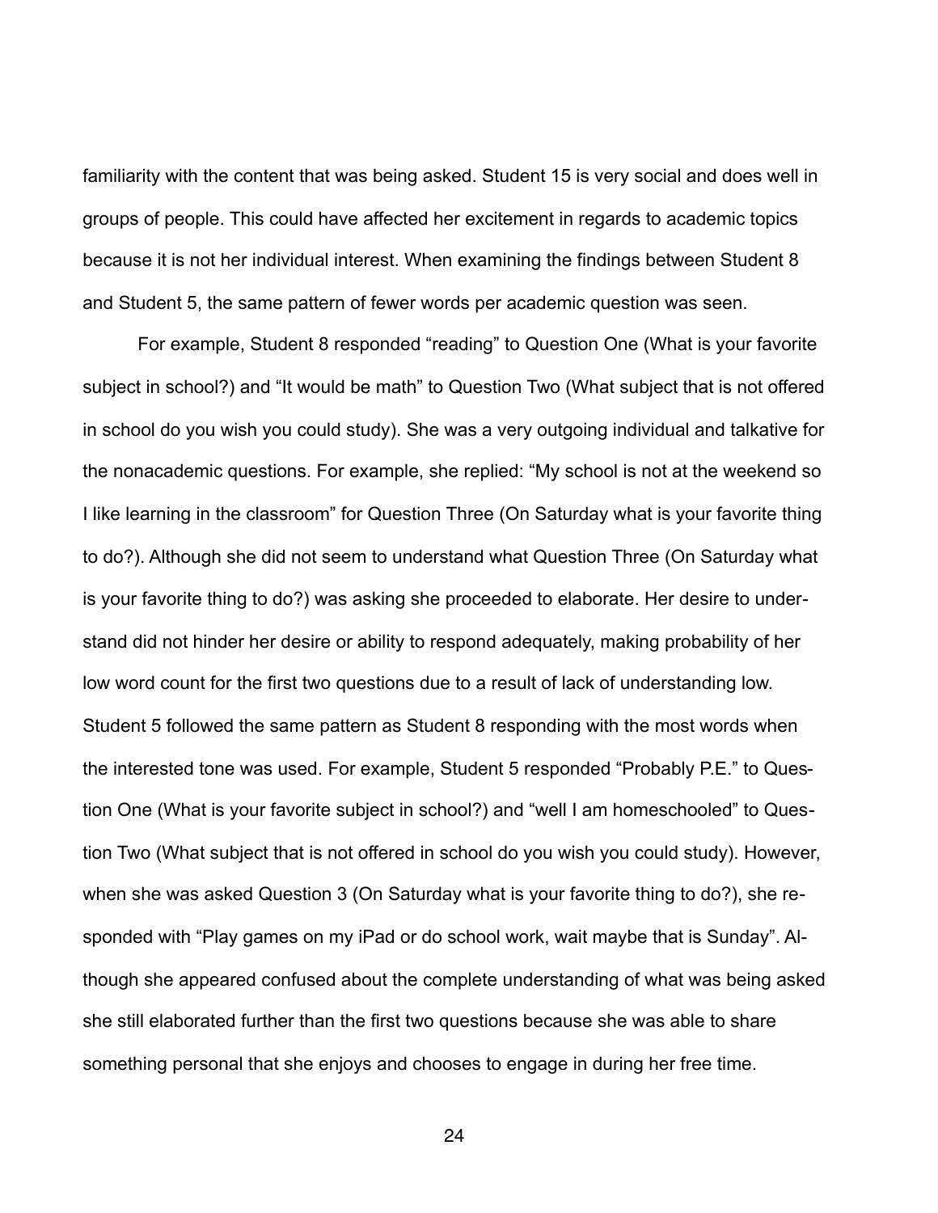familiarity with the content that was being asked. Student 15 is very social and does well in groups of people. This could have affected her excitement in regards to academic topics because it is not her individual interest. When examining the findings between Student 8 and Student 5, the same pattern of fewer words per academic question was seen.

For example, Student 8 responded “reading” to Question One (What is your favorite subject in school?) and “It would be math” to Question Two (What subject that is not offered in school do you wish you could study). She was a very outgoing individual and talkative for the nonacademic questions. For example, she replied: “My school is not at the weekend so I like learning in the classroom” for Question Three (On Saturday what is your favorite thing to do?). Although she did not seem to understand what Question Three (On Saturday what is your favorite thing to do?) was asking she proceeded to elaborate. Her desire to understand did not hinder her desire or ability to respond adequately, making probability of her low word count for the first two questions due to a result of lack of understanding low. Student 5 followed the same pattern as Student 8 responding with the most words when the interested tone was used. For example, Student 5 responded “Probably P.E.” to Question One (What is your favorite subject in school?) and “well I am homeschooled” to Question Two (What subject that is not offered in school do you wish you could study). However, when she was asked Question 3 (On Saturday what is your favorite thing to do?), she responded with “Play games on my iPad or do school work, wait maybe that is Sunday”. Although she appeared confused about the complete understanding of what was being asked she still elaborated further than the first two questions because she was able to share something personal that she enjoys and chooses to engage in during her free time.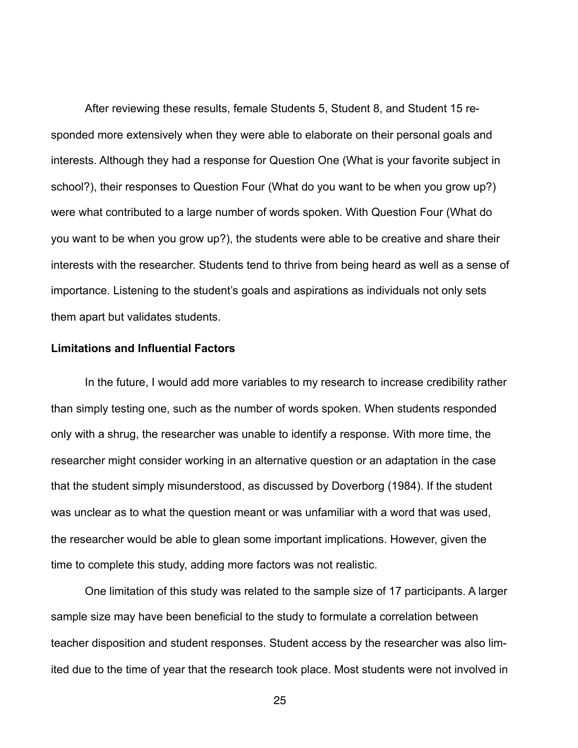After reviewing these results, female Students 5, Student 8, and Student 15 responded more extensively when they were able to elaborate on their personal goals and interests. Although they had a response for Question One (What is your favorite subject in school?), their responses to Question Four (What do you want to be when you grow up?) were what contributed to a large number of words spoken. With Question Four (What do you want to be when you grow up?), the students were able to be creative and share their interests with the researcher. Students tend to thrive from being heard as well as a sense of importance. Listening to the student's goals and aspirations as individuals not only sets them apart but validates students.

**Limitations and Influential Factors**

In the future, I would add more variables to my research to increase credibility rather than simply testing one, such as the number of words spoken. When students responded only with a shrug, the researcher was unable to identify a response. With more time, the researcher might consider working in an alternative question or an adaptation in the case that the student simply misunderstood, as discussed by Doverborg (1984). If the student was unclear as to what the question meant or was unfamiliar with a word that was used, the researcher would be able to glean some important implications. However, given the time to complete this study, adding more factors was not realistic.

One limitation of this study was related to the sample size of 17 participants. A larger sample size may have been beneficial to the study to formulate a correlation between teacher disposition and student responses. Student access by the researcher was also limited due to the time of year that the research took place. Most students were not involved in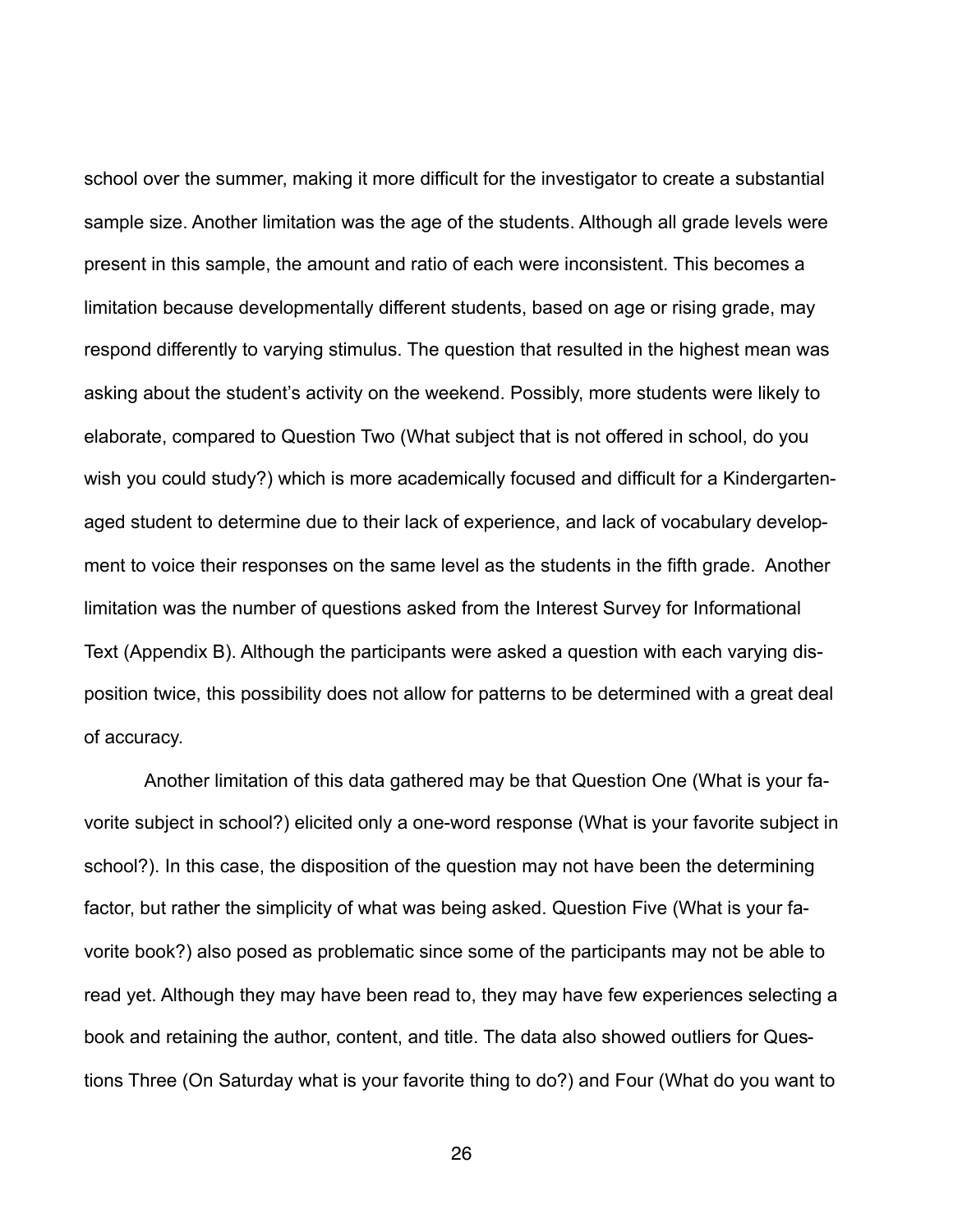school over the summer, making it more difficult for the investigator to create a substantial sample size. Another limitation was the age of the students. Although all grade levels were present in this sample, the amount and ratio of each were inconsistent. This becomes a limitation because developmentally different students, based on age or rising grade, may respond differently to varying stimulus. The question that resulted in the highest mean was asking about the student's activity on the weekend. Possibly, more students were likely to elaborate, compared to Question Two (What subject that is not offered in school, do you wish you could study?) which is more academically focused and difficult for a Kindergarten-aged student to determine due to their lack of experience, and lack of vocabulary development to voice their responses on the same level as the students in the fifth grade. Another limitation was the number of questions asked from the Interest Survey for Informational Text (Appendix B). Although the participants were asked a question with each varying disposition twice, this possibility does not allow for patterns to be determined with a great deal of accuracy.

Another limitation of this data gathered may be that Question One (What is your favorite subject in school?) elicited only a one-word response (What is your favorite subject in school?). In this case, the disposition of the question may not have been the determining factor, but rather the simplicity of what was being asked. Question Five (What is your favorite book?) also posed as problematic since some of the participants may not be able to read yet. Although they may have been read to, they may have few experiences selecting a book and retaining the author, content, and title. The data also showed outliers for Questions Three (On Saturday what is your favorite thing to do?) and Four (What do you want to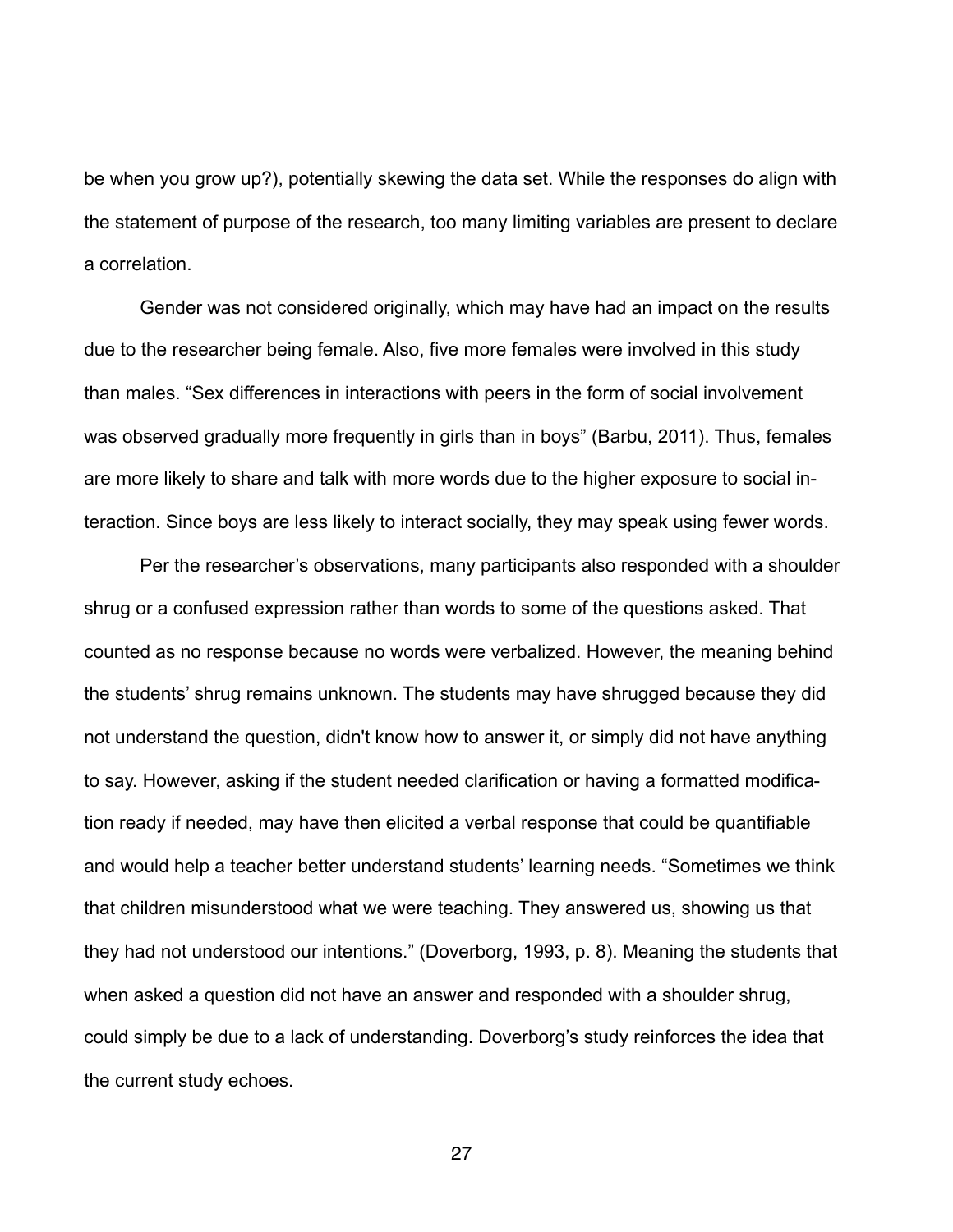be when you grow up?), potentially skewing the data set. While the responses do align with the statement of purpose of the research, too many limiting variables are present to declare a correlation.

Gender was not considered originally, which may have had an impact on the results due to the researcher being female. Also, five more females were involved in this study than males. "Sex differences in interactions with peers in the form of social involvement was observed gradually more frequently in girls than in boys" (Barbu, 2011). Thus, females are more likely to share and talk with more words due to the higher exposure to social interaction. Since boys are less likely to interact socially, they may speak using fewer words.

Per the researcher's observations, many participants also responded with a shoulder shrug or a confused expression rather than words to some of the questions asked. That counted as no response because no words were verbalized. However, the meaning behind the students' shrug remains unknown. The students may have shrugged because they did not understand the question, didn't know how to answer it, or simply did not have anything to say. However, asking if the student needed clarification or having a formatted modification ready if needed, may have then elicited a verbal response that could be quantifiable and would help a teacher better understand students' learning needs. "Sometimes we think that children misunderstood what we were teaching. They answered us, showing us that they had not understood our intentions." (Doverborg, 1993, p. 8). Meaning the students that when asked a question did not have an answer and responded with a shoulder shrug, could simply be due to a lack of understanding. Doverborg's study reinforces the idea that the current study echoes.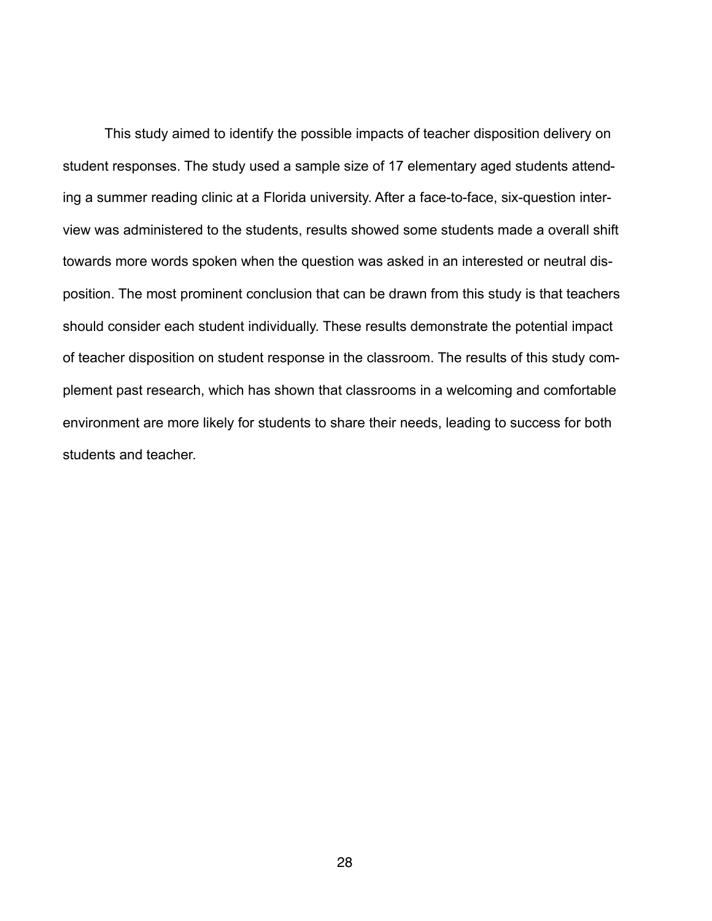This study aimed to identify the possible impacts of teacher disposition delivery on student responses. The study used a sample size of 17 elementary aged students attending a summer reading clinic at a Florida university. After a face-to-face, six-question interview was administered to the students, results showed some students made a overall shift towards more words spoken when the question was asked in an interested or neutral disposition. The most prominent conclusion that can be drawn from this study is that teachers should consider each student individually. These results demonstrate the potential impact of teacher disposition on student response in the classroom. The results of this study complement past research, which has shown that classrooms in a welcoming and comfortable environment are more likely for students to share their needs, leading to success for both students and teacher.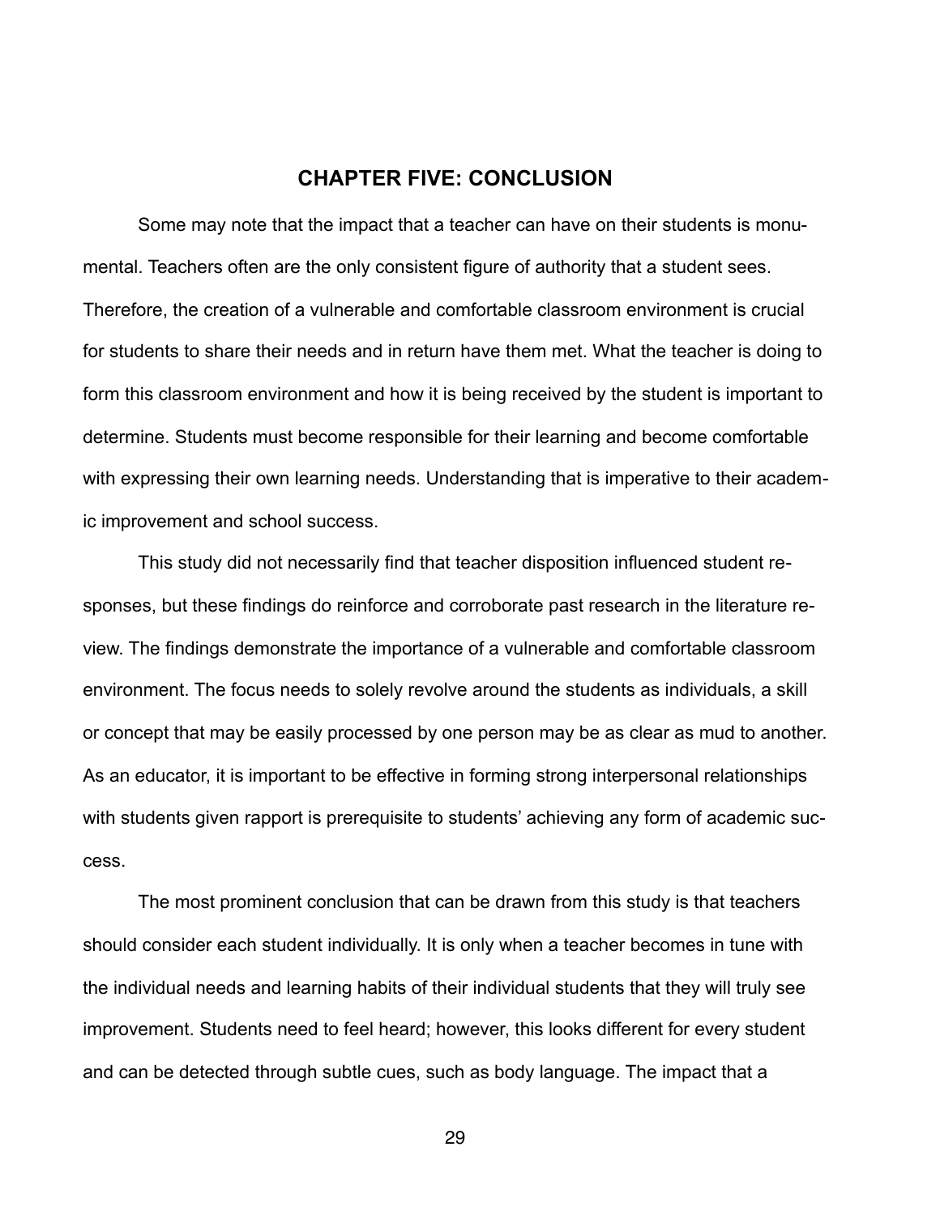# CHAPTER FIVE: CONCLUSION

Some may note that the impact that a teacher can have on their students is monumental. Teachers often are the only consistent figure of authority that a student sees. Therefore, the creation of a vulnerable and comfortable classroom environment is crucial for students to share their needs and in return have them met. What the teacher is doing to form this classroom environment and how it is being received by the student is important to determine. Students must become responsible for their learning and become comfortable with expressing their own learning needs. Understanding that is imperative to their academic improvement and school success.

This study did not necessarily find that teacher disposition influenced student responses, but these findings do reinforce and corroborate past research in the literature review. The findings demonstrate the importance of a vulnerable and comfortable classroom environment. The focus needs to solely revolve around the students as individuals, a skill or concept that may be easily processed by one person may be as clear as mud to another. As an educator, it is important to be effective in forming strong interpersonal relationships with students given rapport is prerequisite to students' achieving any form of academic success.

The most prominent conclusion that can be drawn from this study is that teachers should consider each student individually. It is only when a teacher becomes in tune with the individual needs and learning habits of their individual students that they will truly see improvement. Students need to feel heard; however, this looks different for every student and can be detected through subtle cues, such as body language. The impact that a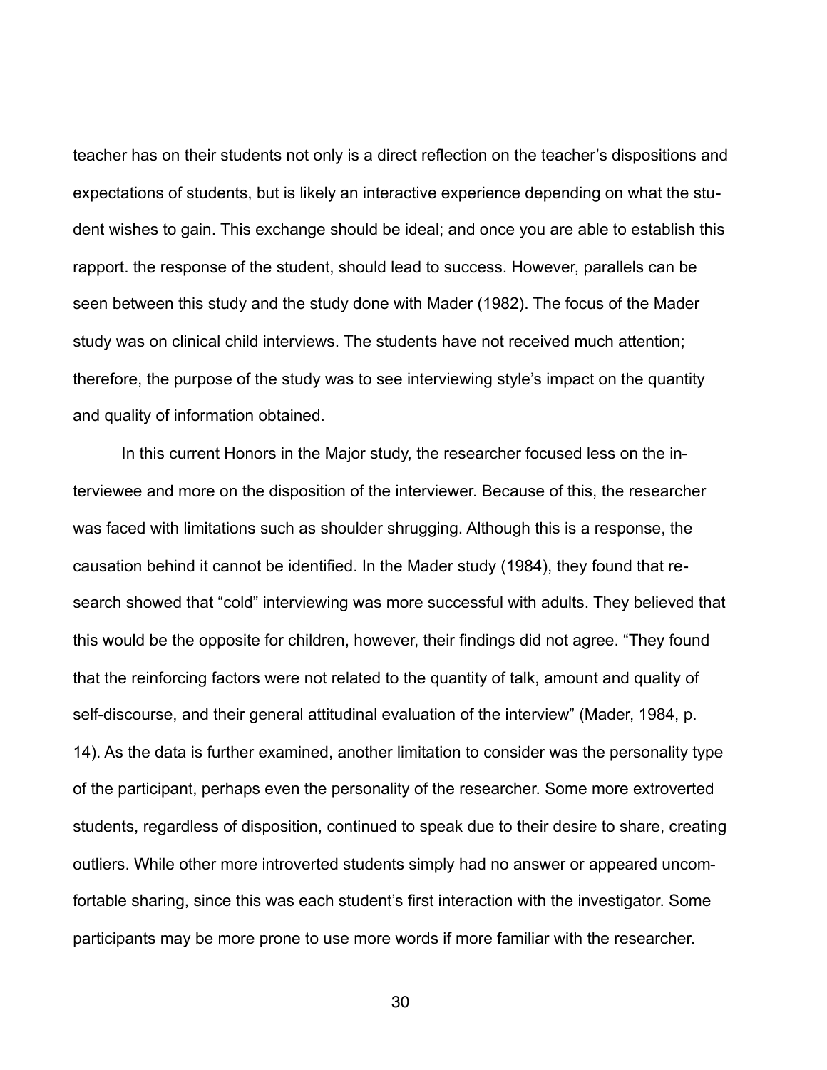teacher has on their students not only is a direct reflection on the teacher's dispositions and expectations of students, but is likely an interactive experience depending on what the student wishes to gain. This exchange should be ideal; and once you are able to establish this rapport. the response of the student, should lead to success. However, parallels can be seen between this study and the study done with Mader (1982). The focus of the Mader study was on clinical child interviews. The students have not received much attention; therefore, the purpose of the study was to see interviewing style's impact on the quantity and quality of information obtained.

In this current Honors in the Major study, the researcher focused less on the interviewee and more on the disposition of the interviewer. Because of this, the researcher was faced with limitations such as shoulder shrugging. Although this is a response, the causation behind it cannot be identified. In the Mader study (1984), they found that research showed that "cold" interviewing was more successful with adults. They believed that this would be the opposite for children, however, their findings did not agree. "They found that the reinforcing factors were not related to the quantity of talk, amount and quality of self-discourse, and their general attitudinal evaluation of the interview" (Mader, 1984, p. 14). As the data is further examined, another limitation to consider was the personality type of the participant, perhaps even the personality of the researcher. Some more extroverted students, regardless of disposition, continued to speak due to their desire to share, creating outliers. While other more introverted students simply had no answer or appeared uncomfortable sharing, since this was each student's first interaction with the investigator. Some participants may be more prone to use more words if more familiar with the researcher.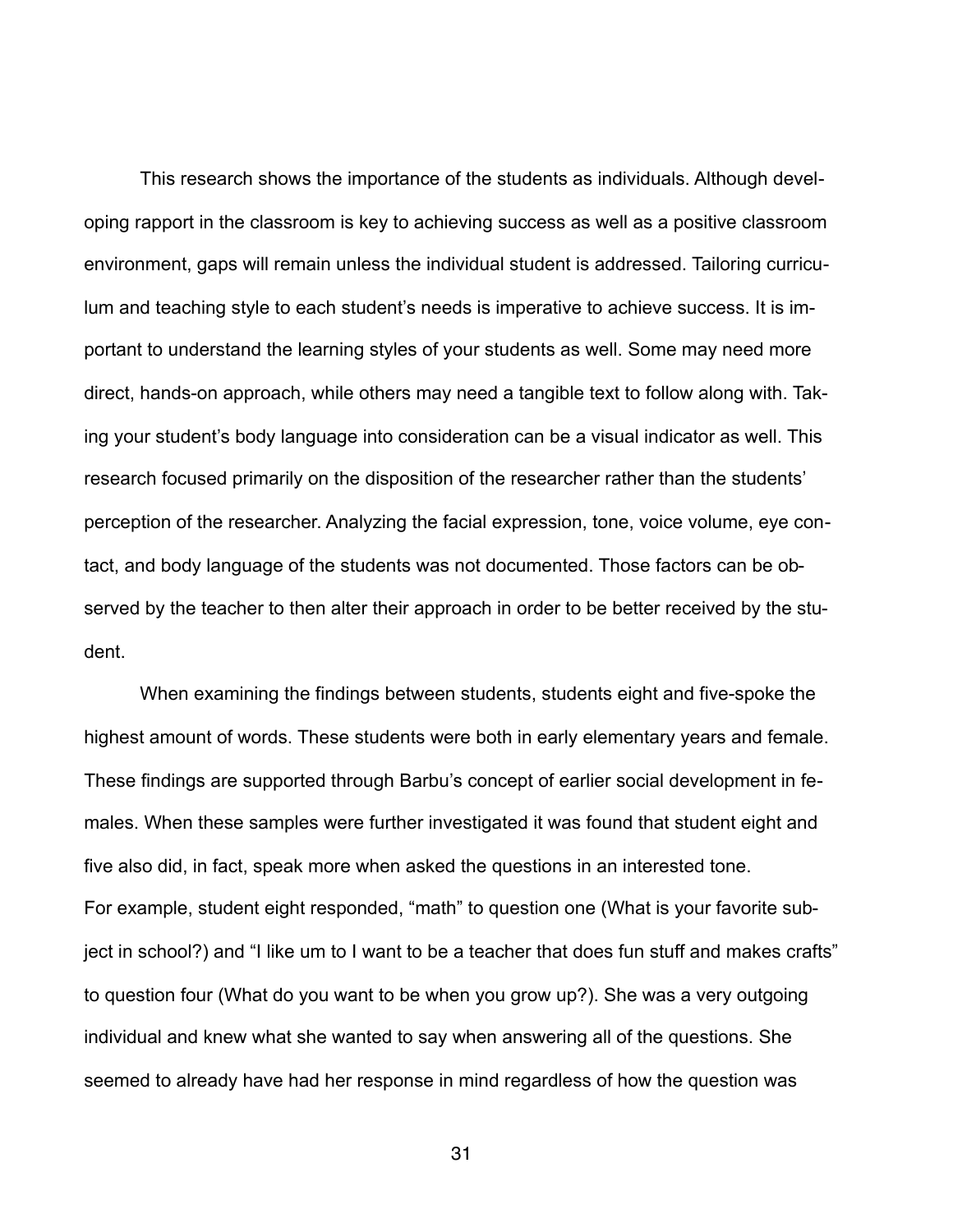This research shows the importance of the students as individuals. Although developing rapport in the classroom is key to achieving success as well as a positive classroom environment, gaps will remain unless the individual student is addressed. Tailoring curriculum and teaching style to each student's needs is imperative to achieve success. It is important to understand the learning styles of your students as well. Some may need more direct, hands-on approach, while others may need a tangible text to follow along with. Taking your student's body language into consideration can be a visual indicator as well. This research focused primarily on the disposition of the researcher rather than the students' perception of the researcher. Analyzing the facial expression, tone, voice volume, eye contact, and body language of the students was not documented. Those factors can be observed by the teacher to then alter their approach in order to be better received by the student.

When examining the findings between students, students eight and five-spoke the highest amount of words. These students were both in early elementary years and female. These findings are supported through Barbu's concept of earlier social development in females. When these samples were further investigated it was found that student eight and five also did, in fact, speak more when asked the questions in an interested tone.
For example, student eight responded, "math" to question one (What is your favorite subject in school?) and "I like um to I want to be a teacher that does fun stuff and makes crafts" to question four (What do you want to be when you grow up?). She was a very outgoing individual and knew what she wanted to say when answering all of the questions. She seemed to already have had her response in mind regardless of how the question was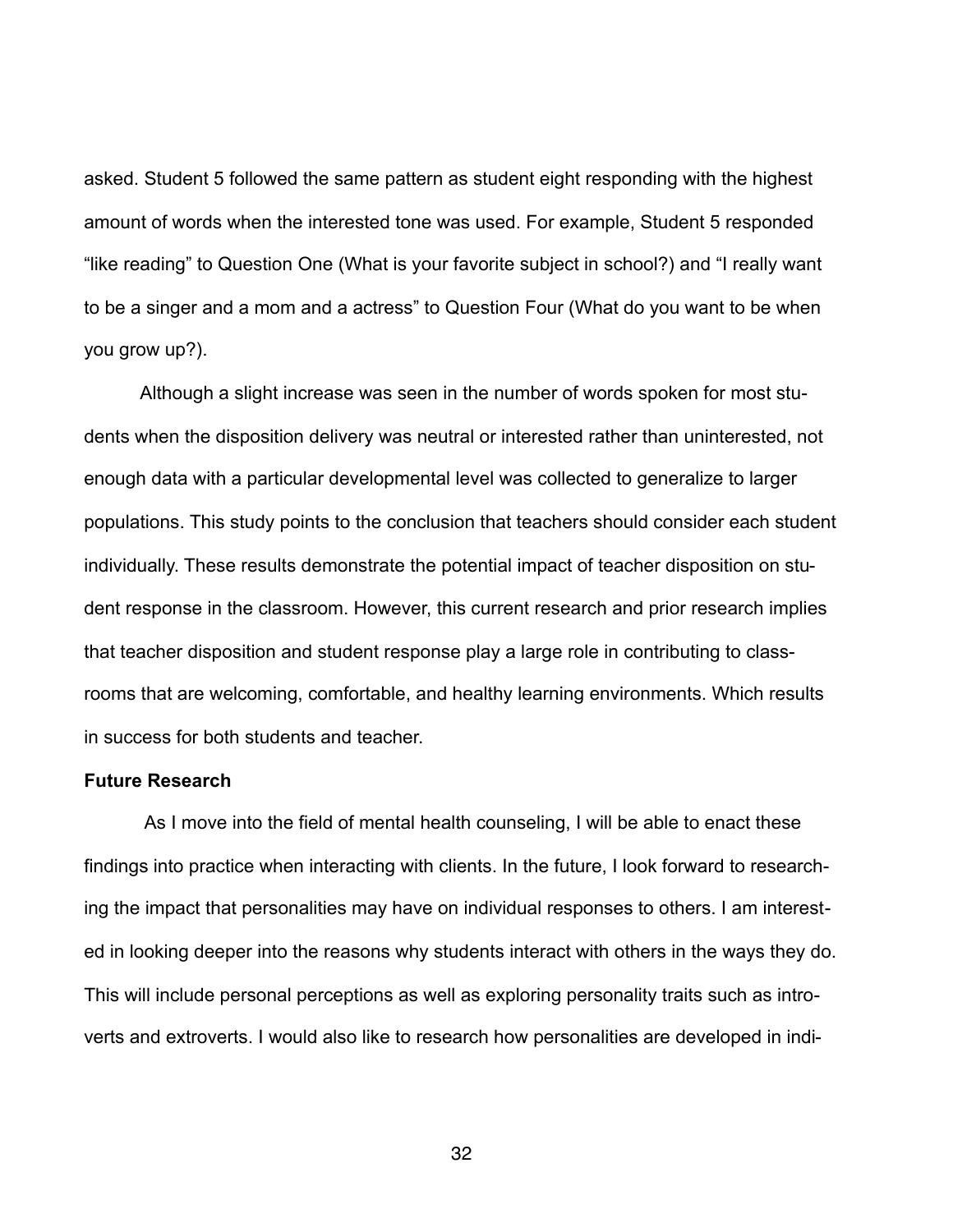asked. Student 5 followed the same pattern as student eight responding with the highest amount of words when the interested tone was used. For example, Student 5 responded "like reading" to Question One (What is your favorite subject in school?) and "I really want to be a singer and a mom and a actress" to Question Four (What do you want to be when you grow up?).

Although a slight increase was seen in the number of words spoken for most students when the disposition delivery was neutral or interested rather than uninterested, not enough data with a particular developmental level was collected to generalize to larger populations. This study points to the conclusion that teachers should consider each student individually. These results demonstrate the potential impact of teacher disposition on student response in the classroom. However, this current research and prior research implies that teacher disposition and student response play a large role in contributing to classrooms that are welcoming, comfortable, and healthy learning environments. Which results in success for both students and teacher.

**Future Research**

As I move into the field of mental health counseling, I will be able to enact these findings into practice when interacting with clients. In the future, I look forward to researching the impact that personalities may have on individual responses to others. I am interested in looking deeper into the reasons why students interact with others in the ways they do. This will include personal perceptions as well as exploring personality traits such as introverts and extroverts. I would also like to research how personalities are developed in indi-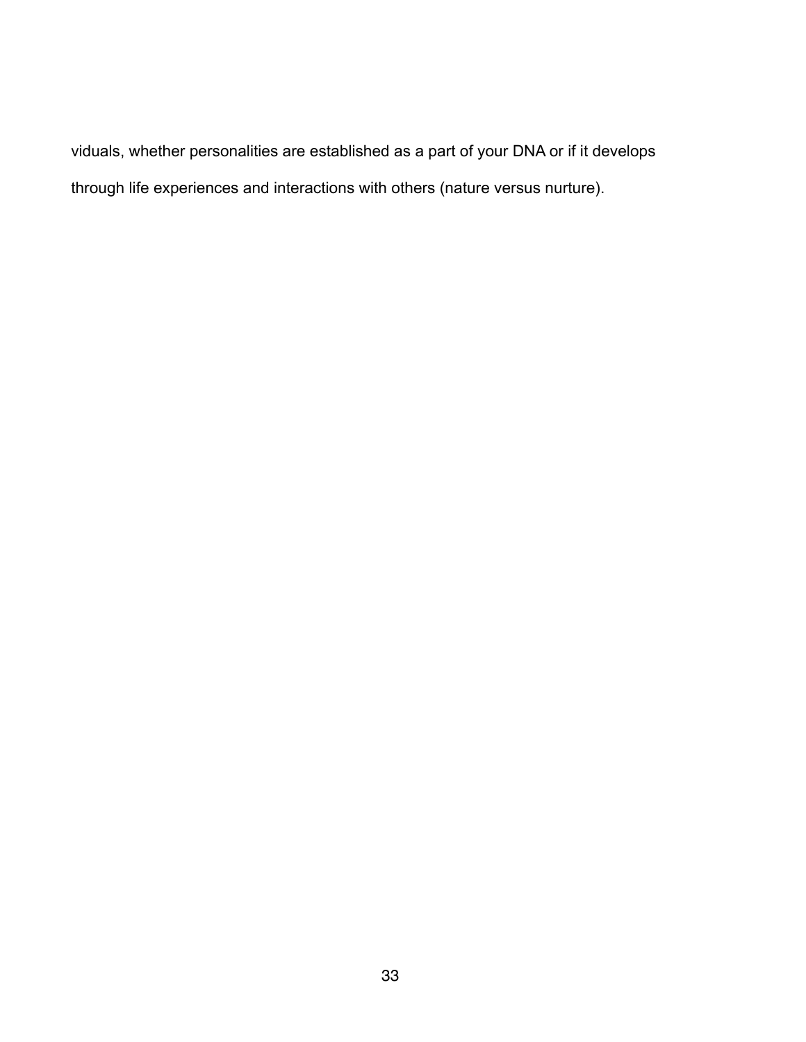viduals, whether personalities are established as a part of your DNA or if it develops through life experiences and interactions with others (nature versus nurture).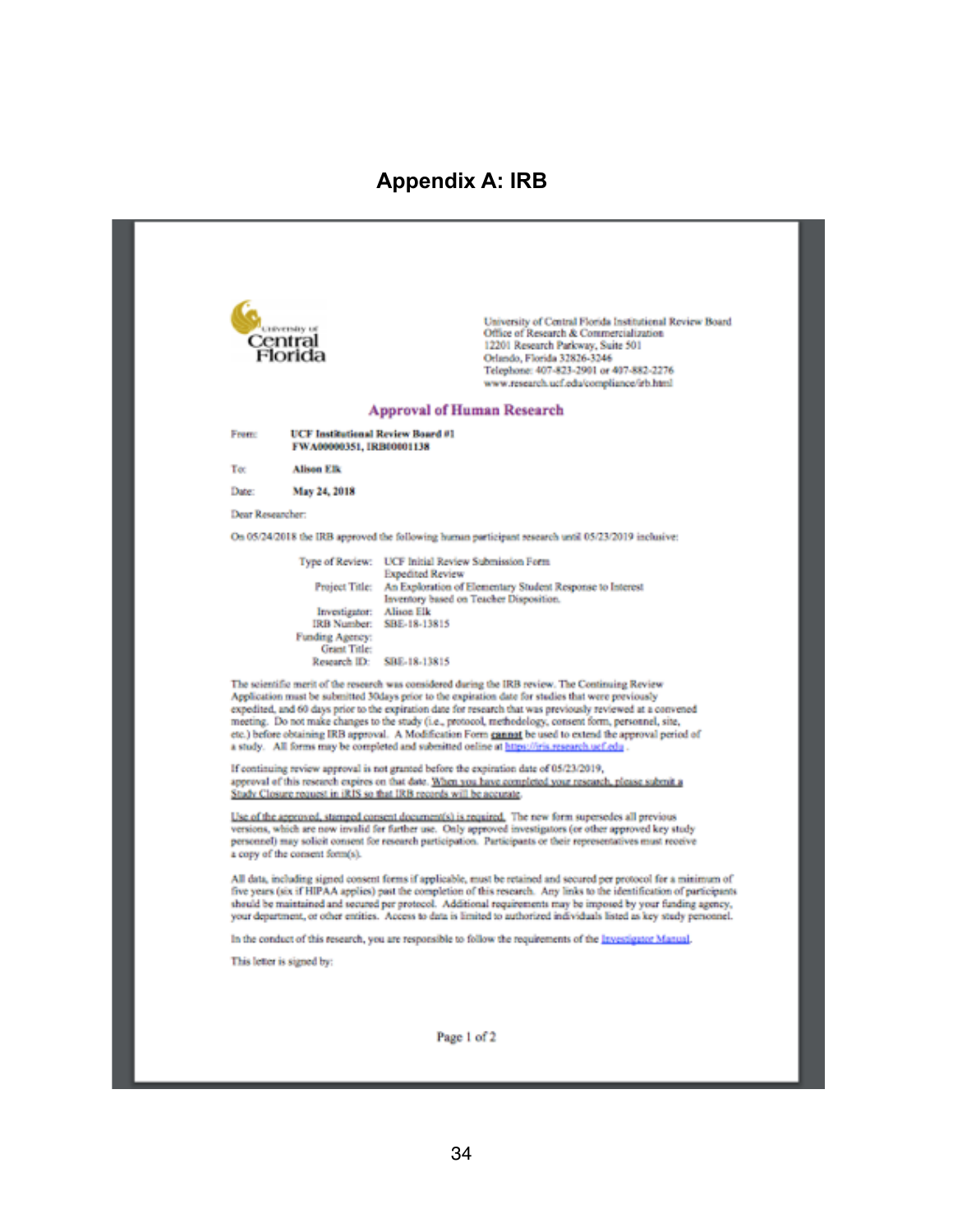## Appendix A: IRB

University of Central Florida

University of Central Florida Institutional Review Board
Office of Research & Commercialization
12201 Research Parkway, Suite 501
Orlando, Florida 32826-3246
Telephone: 407-823-2901 or 407-882-2276
www.research.ucf.edu/compliance/irb.html

### Approval of Human Research

From: **UCF Institutional Review Board #1**
**FWA00000351, IRB00001138**

To: **Alison Elk**

Date: **May 24, 2018**

Dear Researcher:

On 05/24/2018 the IRB approved the following human participant research until 05/23/2019 inclusive:

Type of Review: UCF Initial Review Submission Form
Expedited Review
Project Title: An Exploration of Elementary Student Response to Interest Inventory based on Teacher Disposition.
Investigator: Alison Elk
IRB Number: SBE-18-13815
Funding Agency:
Grant Title:
Research ID: SBE-18-13815

The scientific merit of the research was considered during the IRB review. The Continuing Review Application must be submitted 30days prior to the expiration date for studies that were previously expedited, and 60 days prior to the expiration date for research that was previously reviewed at a convened meeting. Do not make changes to the study (i.e., protocol, methodology, consent form, personnel, site, etc.) before obtaining IRB approval. A Modification Form **cannot** be used to extend the approval period of a study. All forms may be completed and submitted online at https://iris.research.ucf.edu .

If continuing review approval is not granted before the expiration date of 05/23/2019, approval of this research expires on that date. When you have completed your research, please submit a Study Closure request in iRIS so that IRB records will be accurate.

Use of the approved, stamped consent document(s) is required. The new form supersedes all previous versions, which are now invalid for further use. Only approved investigators (or other approved key study personnel) may solicit consent for research participation. Participants or their representatives must receive a copy of the consent form(s).

All data, including signed consent forms if applicable, must be retained and secured per protocol for a minimum of five years (six if HIPAA applies) past the completion of this research. Any links to the identification of participants should be maintained and secured per protocol. Additional requirements may be imposed by your funding agency, your department, or other entities. Access to data is limited to authorized individuals listed as key study personnel.

In the conduct of this research, you are responsible to follow the requirements of the Investigator Manual.

This letter is signed by:

Page 1 of 2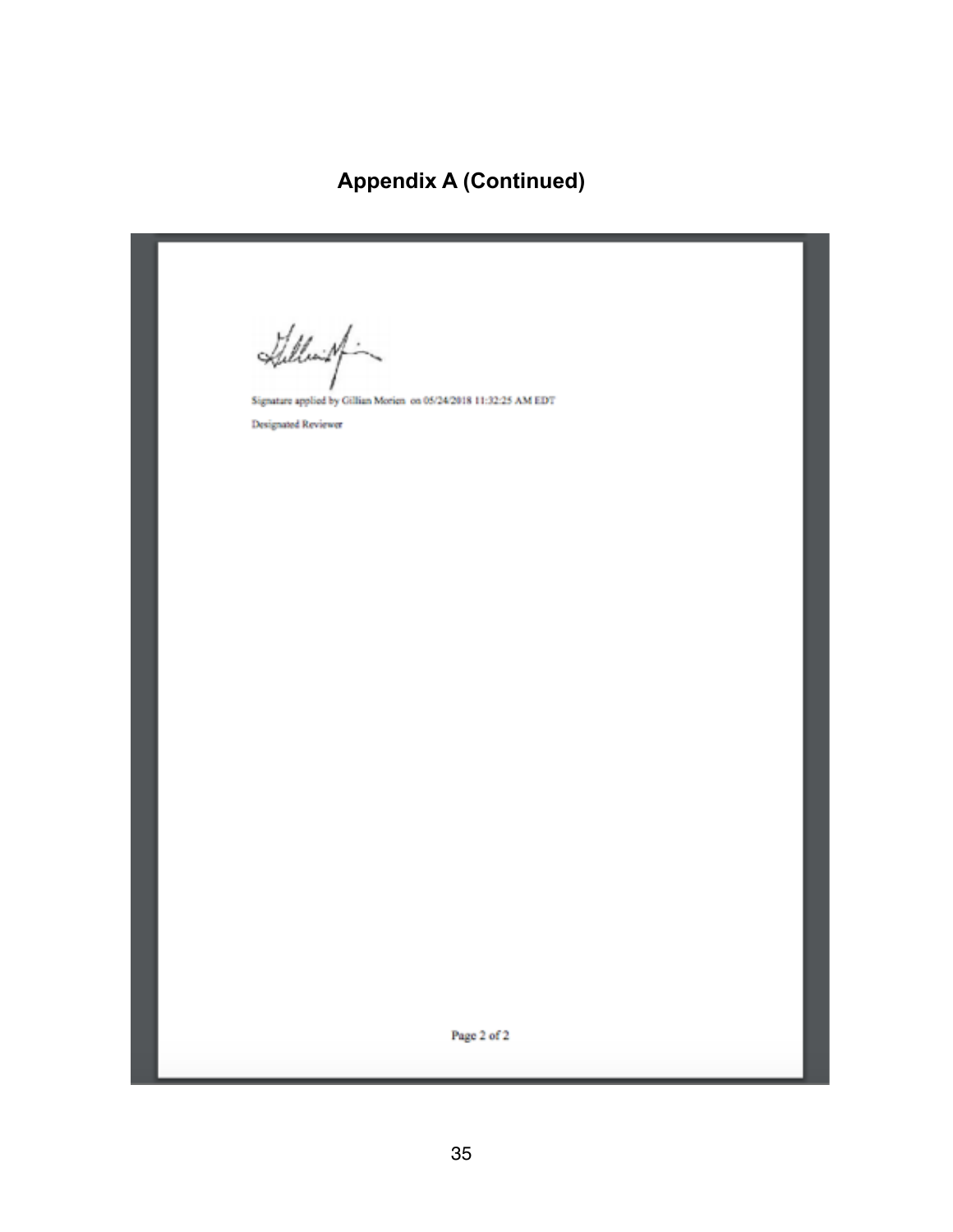## Appendix A (Continued)

Signature applied by Gillian Morien on 05/24/2018 11:32:25 AM EDT

Designated Reviewer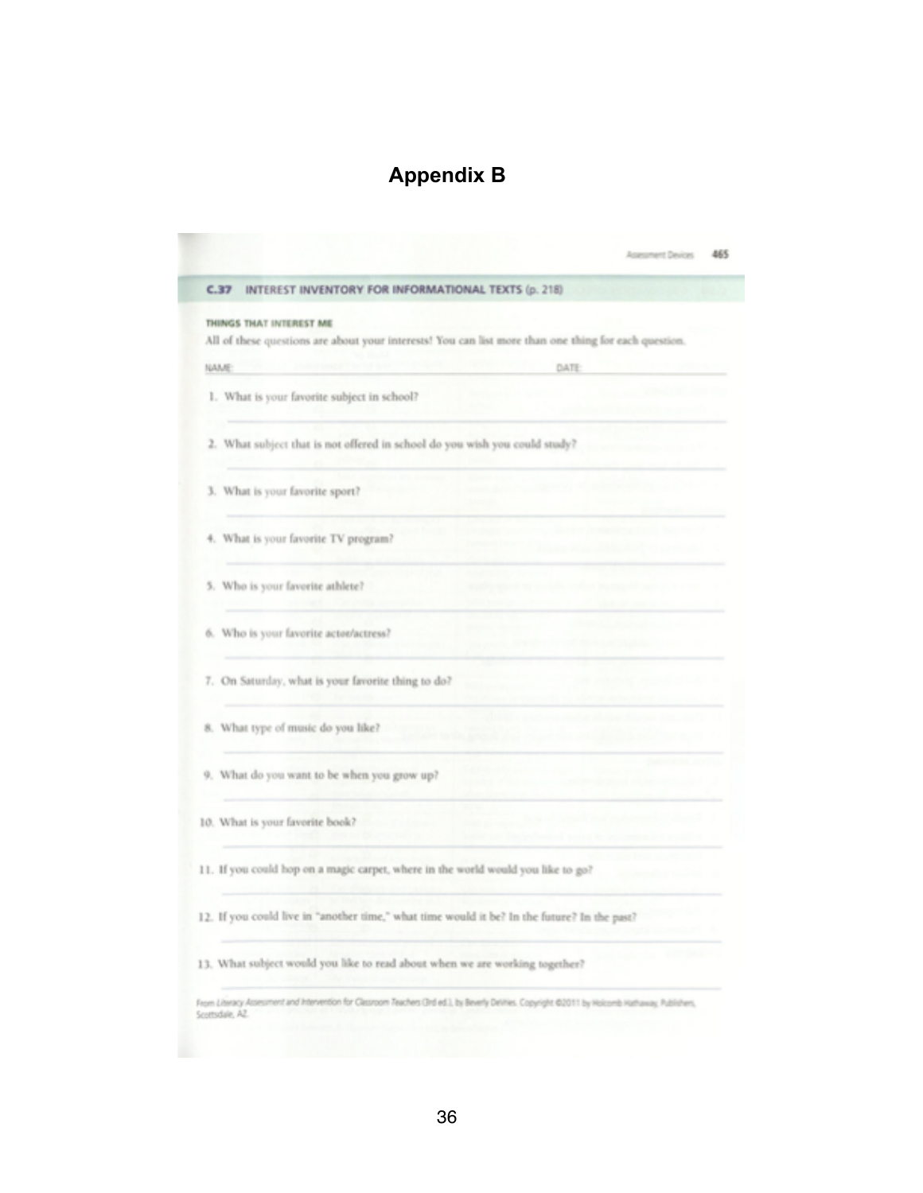# Appendix B

## C.37 INTEREST INVENTORY FOR INFORMATIONAL TEXTS (p. 218)

**THINGS THAT INTEREST ME**

All of these questions are about your interests! You can list more than one thing for each question.

NAME: ______________________________ DATE: ______________

1. What is your favorite subject in school?
2. What subject that is not offered in school do you wish you could study?
3. What is your favorite sport?
4. What is your favorite TV program?
5. Who is your favorite athlete?
6. Who is your favorite actor/actress?
7. On Saturday, what is your favorite thing to do?
8. What type of music do you like?
9. What do you want to be when you grow up?
10. What is your favorite book?
11. If you could hop on a magic carpet, where in the world would you like to go?
12. If you could live in "another time," what time would it be? In the future? In the past?
13. What subject would you like to read about when we are working together?

From *Literacy Assessment and Intervention for Classroom Teachers* (3rd ed.), by Beverly DeVries. Copyright ©2011 by Holcomb Hathaway, Publishers, Scottsdale, AZ.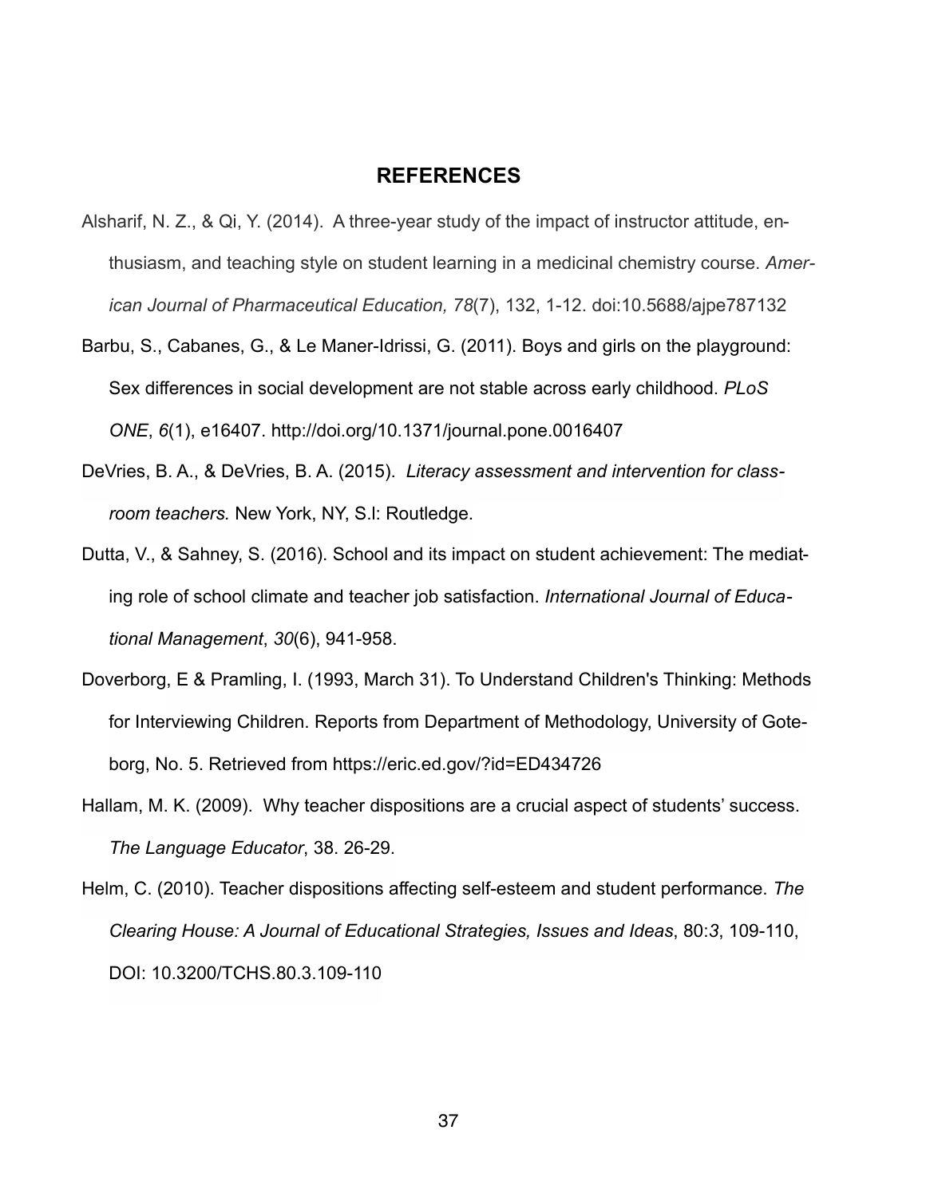# REFERENCES

Alsharif, N. Z., & Qi, Y. (2014). A three-year study of the impact of instructor attitude, enthusiasm, and teaching style on student learning in a medicinal chemistry course. *American Journal of Pharmaceutical Education, 78*(7), 132, 1-12. doi:10.5688/ajpe787132

Barbu, S., Cabanes, G., & Le Maner-Idrissi, G. (2011). Boys and girls on the playground: Sex differences in social development are not stable across early childhood. *PLoS ONE*, *6*(1), e16407. http://doi.org/10.1371/journal.pone.0016407

DeVries, B. A., & DeVries, B. A. (2015). *Literacy assessment and intervention for classroom teachers.* New York, NY, S.l: Routledge.

Dutta, V., & Sahney, S. (2016). School and its impact on student achievement: The mediating role of school climate and teacher job satisfaction. *International Journal of Educational Management*, *30*(6), 941-958.

Doverborg, E & Pramling, I. (1993, March 31). To Understand Children's Thinking: Methods for Interviewing Children. Reports from Department of Methodology, University of Goteborg, No. 5. Retrieved from https://eric.ed.gov/?id=ED434726

Hallam, M. K. (2009). Why teacher dispositions are a crucial aspect of students' success. *The Language Educator*, 38. 26-29.

Helm, C. (2010). Teacher dispositions affecting self-esteem and student performance. *The Clearing House: A Journal of Educational Strategies, Issues and Ideas*, 80:*3*, 109-110, DOI: 10.3200/TCHS.80.3.109-110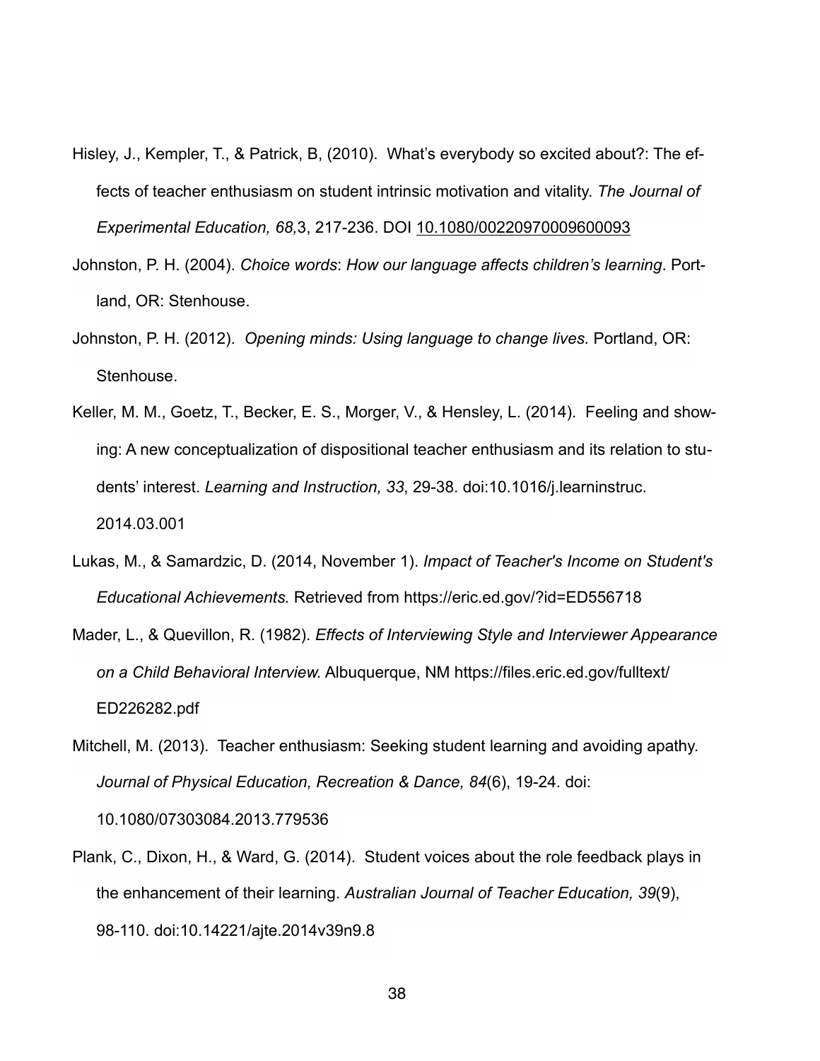Hisley, J., Kempler, T., & Patrick, B, (2010). What's everybody so excited about?: The effects of teacher enthusiasm on student intrinsic motivation and vitality. *The Journal of Experimental Education, 68,*3, 217-236. DOI 10.1080/00220970009600093

Johnston, P. H. (2004). *Choice words*: *How our language affects children's learning*. Portland, OR: Stenhouse.

Johnston, P. H. (2012). *Opening minds: Using language to change lives.* Portland, OR: Stenhouse.

Keller, M. M., Goetz, T., Becker, E. S., Morger, V., & Hensley, L. (2014). Feeling and showing: A new conceptualization of dispositional teacher enthusiasm and its relation to students' interest. *Learning and Instruction, 33*, 29-38. doi:10.1016/j.learninstruc.2014.03.001

Lukas, M., & Samardzic, D. (2014, November 1). *Impact of Teacher's Income on Student's Educational Achievements.* Retrieved from https://eric.ed.gov/?id=ED556718

Mader, L., & Quevillon, R. (1982). *Effects of Interviewing Style and Interviewer Appearance on a Child Behavioral Interview.* Albuquerque, NM https://files.eric.ed.gov/fulltext/ED226282.pdf

Mitchell, M. (2013). Teacher enthusiasm: Seeking student learning and avoiding apathy. *Journal of Physical Education, Recreation & Dance, 84*(6), 19-24. doi: 10.1080/07303084.2013.779536

Plank, C., Dixon, H., & Ward, G. (2014). Student voices about the role feedback plays in the enhancement of their learning. *Australian Journal of Teacher Education, 39*(9), 98-110. doi:10.14221/ajte.2014v39n9.8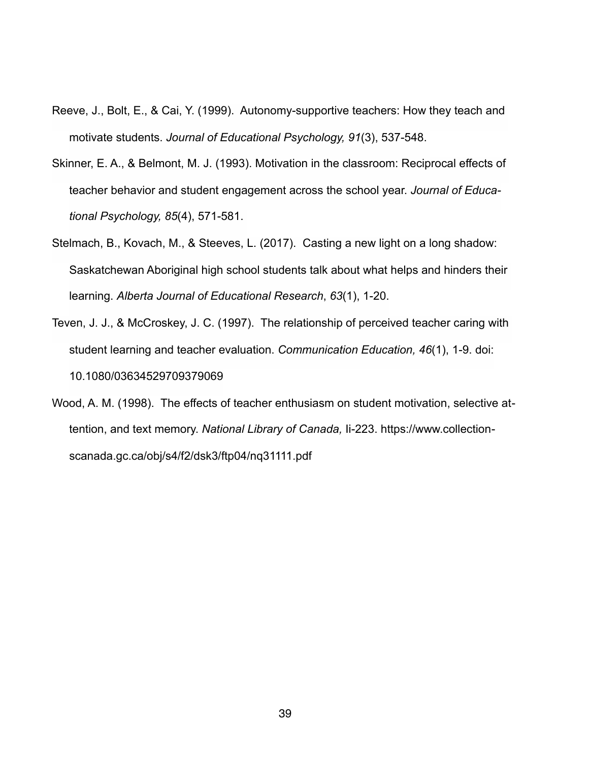Reeve, J., Bolt, E., & Cai, Y. (1999). Autonomy-supportive teachers: How they teach and motivate students. *Journal of Educational Psychology, 91*(3), 537-548.

Skinner, E. A., & Belmont, M. J. (1993). Motivation in the classroom: Reciprocal effects of teacher behavior and student engagement across the school year. *Journal of Educational Psychology, 85*(4), 571-581.

Stelmach, B., Kovach, M., & Steeves, L. (2017). Casting a new light on a long shadow: Saskatchewan Aboriginal high school students talk about what helps and hinders their learning. *Alberta Journal of Educational Research*, *63*(1), 1-20.

Teven, J. J., & McCroskey, J. C. (1997). The relationship of perceived teacher caring with student learning and teacher evaluation. *Communication Education, 46*(1), 1-9. doi: 10.1080/03634529709379069

Wood, A. M. (1998). The effects of teacher enthusiasm on student motivation, selective attention, and text memory. *National Library of Canada,* Ii-223. https://www.collectionscanada.gc.ca/obj/s4/f2/dsk3/ftp04/nq31111.pdf